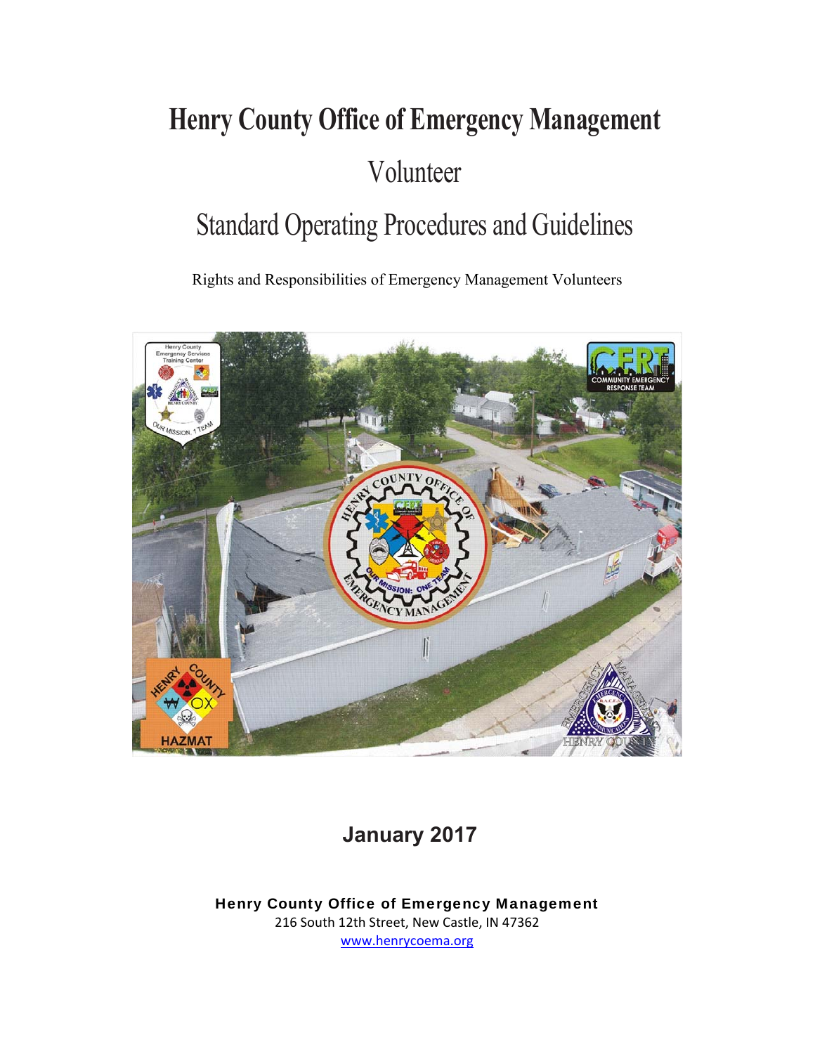# Henry County Office of Emergency Management

## Volunteer

## Standard Operating Procedures and Guidelines

Rights and Responsibilities of Emergency Management Volunteers

**January 2017**

**Henry County Office of Emergency Management**
216 South 12th Street, New Castle, IN 47362
www.henrycoema.org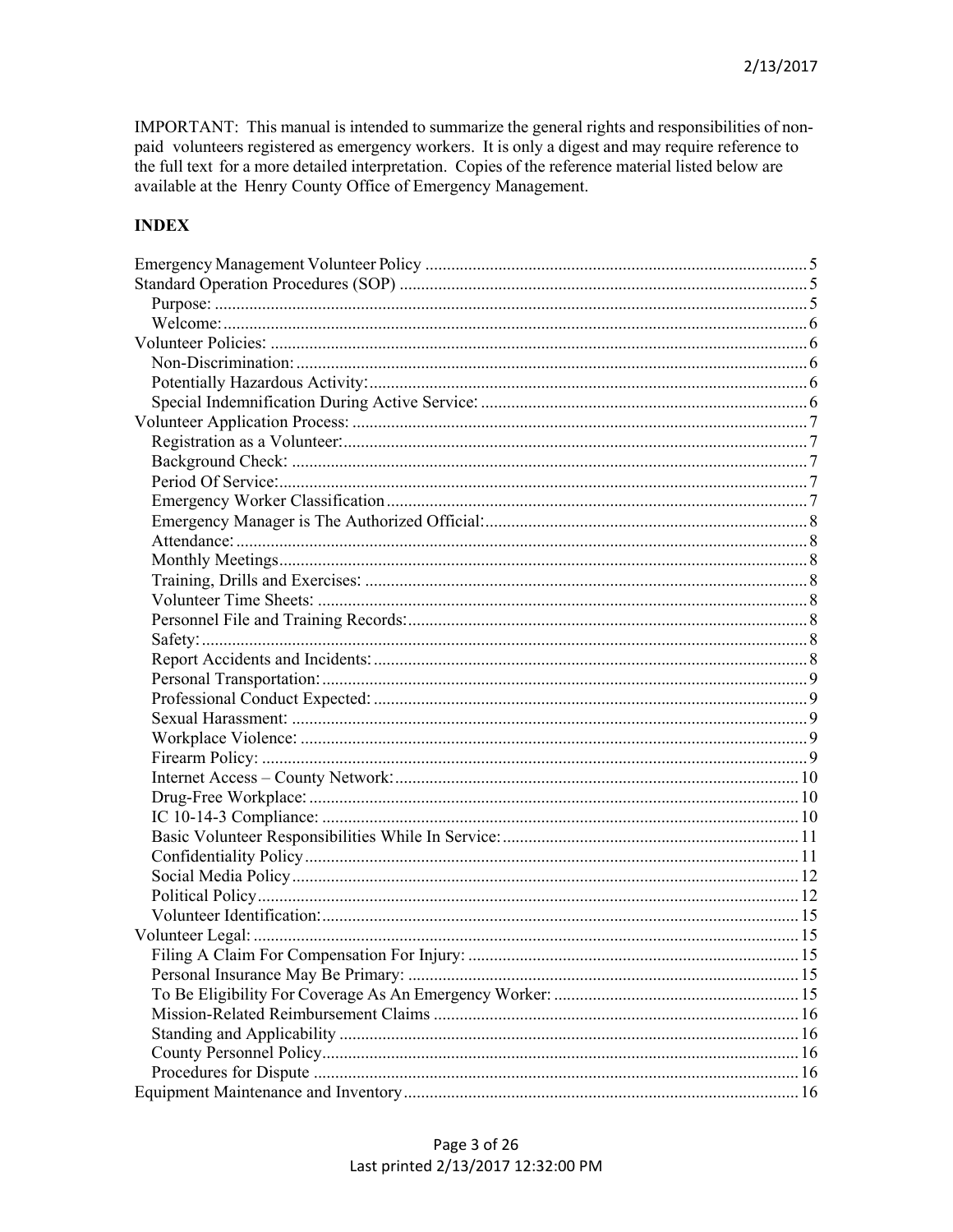IMPORTANT: This manual is intended to summarize the general rights and responsibilities of non-paid volunteers registered as emergency workers. It is only a digest and may require reference to the full text for a more detailed interpretation. Copies of the reference material listed below are available at the Henry County Office of Emergency Management.

**INDEX**

- Emergency Management Volunteer Policy ..... 5
- Standard Operation Procedures (SOP) ..... 5
  - Purpose: ..... 5
  - Welcome: ..... 6
- Volunteer Policies: ..... 6
  - Non-Discrimination: ..... 6
  - Potentially Hazardous Activity: ..... 6
  - Special Indemnification During Active Service: ..... 6
- Volunteer Application Process: ..... 7
  - Registration as a Volunteer: ..... 7
  - Background Check: ..... 7
  - Period Of Service: ..... 7
  - Emergency Worker Classification ..... 7
  - Emergency Manager is The Authorized Official: ..... 8
  - Attendance: ..... 8
  - Monthly Meetings ..... 8
  - Training, Drills and Exercises: ..... 8
  - Volunteer Time Sheets: ..... 8
  - Personnel File and Training Records: ..... 8
  - Safety: ..... 8
  - Report Accidents and Incidents: ..... 8
  - Personal Transportation: ..... 9
  - Professional Conduct Expected: ..... 9
  - Sexual Harassment: ..... 9
  - Workplace Violence: ..... 9
  - Firearm Policy: ..... 9
  - Internet Access – County Network: ..... 10
  - Drug-Free Workplace: ..... 10
  - IC 10-14-3 Compliance: ..... 10
  - Basic Volunteer Responsibilities While In Service: ..... 11
  - Confidentiality Policy ..... 11
  - Social Media Policy ..... 12
  - Political Policy ..... 12
  - Volunteer Identification: ..... 15
- Volunteer Legal: ..... 15
  - Filing A Claim For Compensation For Injury: ..... 15
  - Personal Insurance May Be Primary: ..... 15
  - To Be Eligibility For Coverage As An Emergency Worker: ..... 15
  - Mission-Related Reimbursement Claims ..... 16
  - Standing and Applicability ..... 16
  - County Personnel Policy ..... 16
  - Procedures for Dispute ..... 16
- Equipment Maintenance and Inventory ..... 16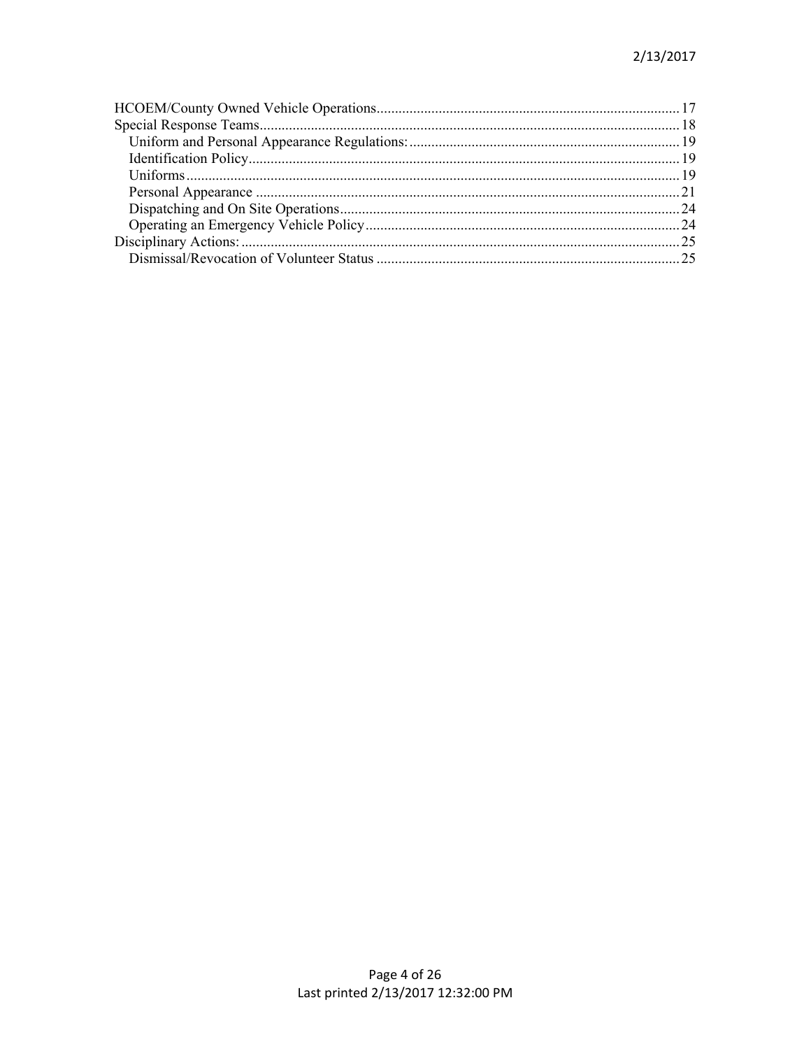HCOEM/County Owned Vehicle Operations .......... 17
Special Response Teams .......... 18
- Uniform and Personal Appearance Regulations: .......... 19
- Identification Policy .......... 19
- Uniforms .......... 19
- Personal Appearance .......... 21
- Dispatching and On Site Operations .......... 24
- Operating an Emergency Vehicle Policy .......... 24

Disciplinary Actions: .......... 25
- Dismissal/Revocation of Volunteer Status .......... 25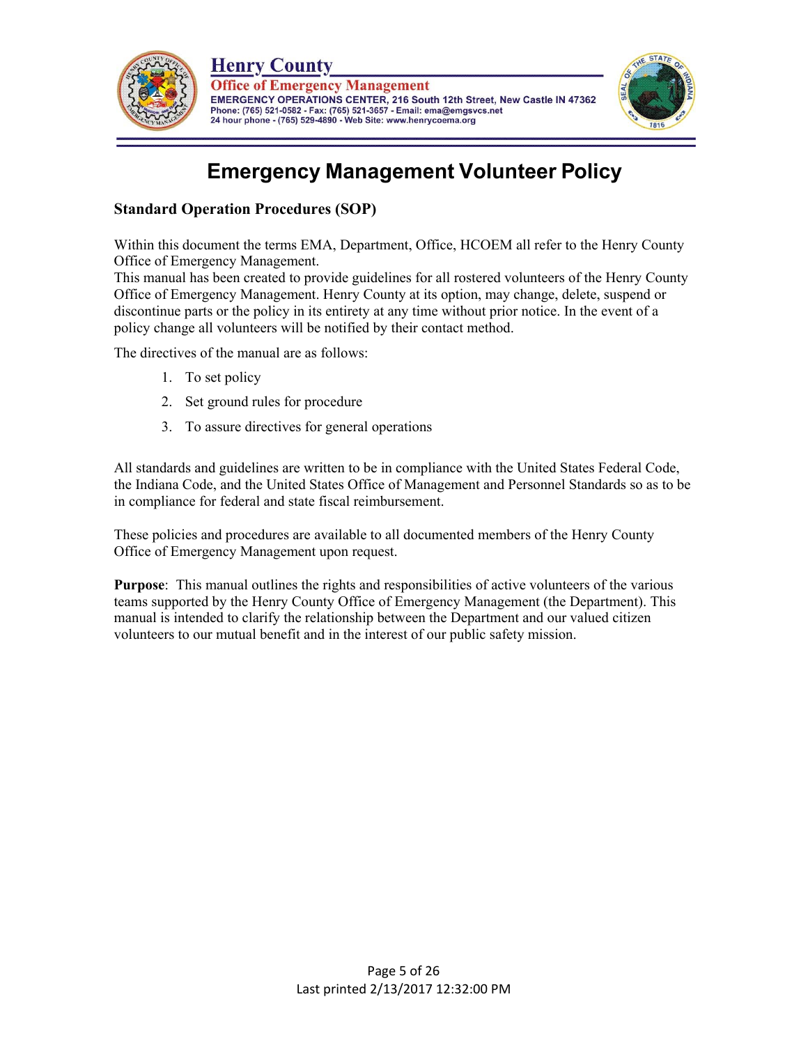# Emergency Management Volunteer Policy

## Standard Operation Procedures (SOP)

Within this document the terms EMA, Department, Office, HCOEM all refer to the Henry County Office of Emergency Management.

This manual has been created to provide guidelines for all rostered volunteers of the Henry County Office of Emergency Management. Henry County at its option, may change, delete, suspend or discontinue parts or the policy in its entirety at any time without prior notice. In the event of a policy change all volunteers will be notified by their contact method.

The directives of the manual are as follows:

1. To set policy
2. Set ground rules for procedure
3. To assure directives for general operations

All standards and guidelines are written to be in compliance with the United States Federal Code, the Indiana Code, and the United States Office of Management and Personnel Standards so as to be in compliance for federal and state fiscal reimbursement.

These policies and procedures are available to all documented members of the Henry County Office of Emergency Management upon request.

**Purpose**: This manual outlines the rights and responsibilities of active volunteers of the various teams supported by the Henry County Office of Emergency Management (the Department). This manual is intended to clarify the relationship between the Department and our valued citizen volunteers to our mutual benefit and in the interest of our public safety mission.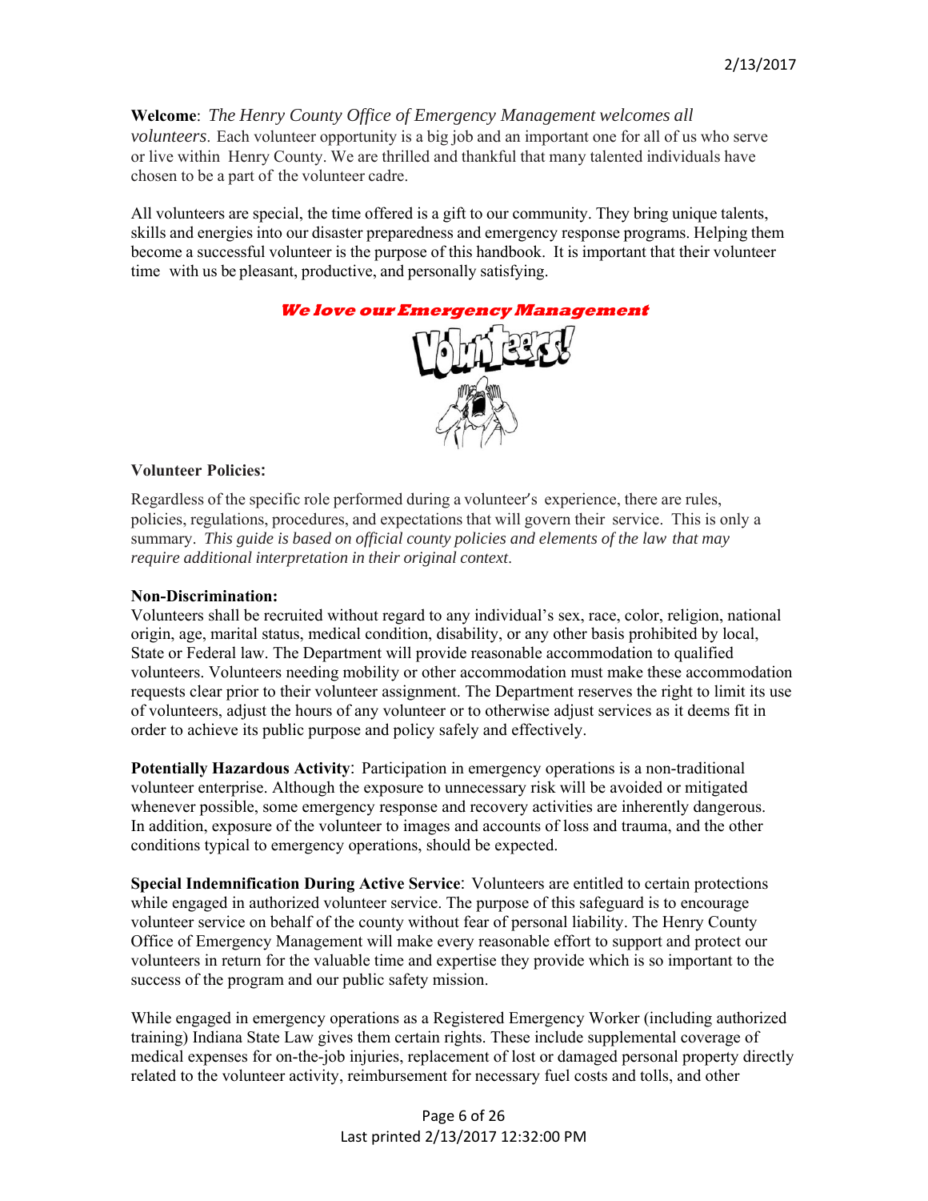**Welcome**: *The Henry County Office of Emergency Management welcomes all volunteers*. Each volunteer opportunity is a big job and an important one for all of us who serve or live within Henry County. We are thrilled and thankful that many talented individuals have chosen to be a part of the volunteer cadre.

All volunteers are special, the time offered is a gift to our community. They bring unique talents, skills and energies into our disaster preparedness and emergency response programs. Helping them become a successful volunteer is the purpose of this handbook. It is important that their volunteer time with us be pleasant, productive, and personally satisfying.

***We love our Emergency Management***

Volunteers!

**Volunteer Policies:**

Regardless of the specific role performed during a volunteer's experience, there are rules, policies, regulations, procedures, and expectations that will govern their service. This is only a summary. *This guide is based on official county policies and elements of the law that may require additional interpretation in their original context*.

**Non-Discrimination:**
Volunteers shall be recruited without regard to any individual's sex, race, color, religion, national origin, age, marital status, medical condition, disability, or any other basis prohibited by local, State or Federal law. The Department will provide reasonable accommodation to qualified volunteers. Volunteers needing mobility or other accommodation must make these accommodation requests clear prior to their volunteer assignment. The Department reserves the right to limit its use of volunteers, adjust the hours of any volunteer or to otherwise adjust services as it deems fit in order to achieve its public purpose and policy safely and effectively.

**Potentially Hazardous Activity**: Participation in emergency operations is a non-traditional volunteer enterprise. Although the exposure to unnecessary risk will be avoided or mitigated whenever possible, some emergency response and recovery activities are inherently dangerous. In addition, exposure of the volunteer to images and accounts of loss and trauma, and the other conditions typical to emergency operations, should be expected.

**Special Indemnification During Active Service**: Volunteers are entitled to certain protections while engaged in authorized volunteer service. The purpose of this safeguard is to encourage volunteer service on behalf of the county without fear of personal liability. The Henry County Office of Emergency Management will make every reasonable effort to support and protect our volunteers in return for the valuable time and expertise they provide which is so important to the success of the program and our public safety mission.

While engaged in emergency operations as a Registered Emergency Worker (including authorized training) Indiana State Law gives them certain rights. These include supplemental coverage of medical expenses for on-the-job injuries, replacement of lost or damaged personal property directly related to the volunteer activity, reimbursement for necessary fuel costs and tolls, and other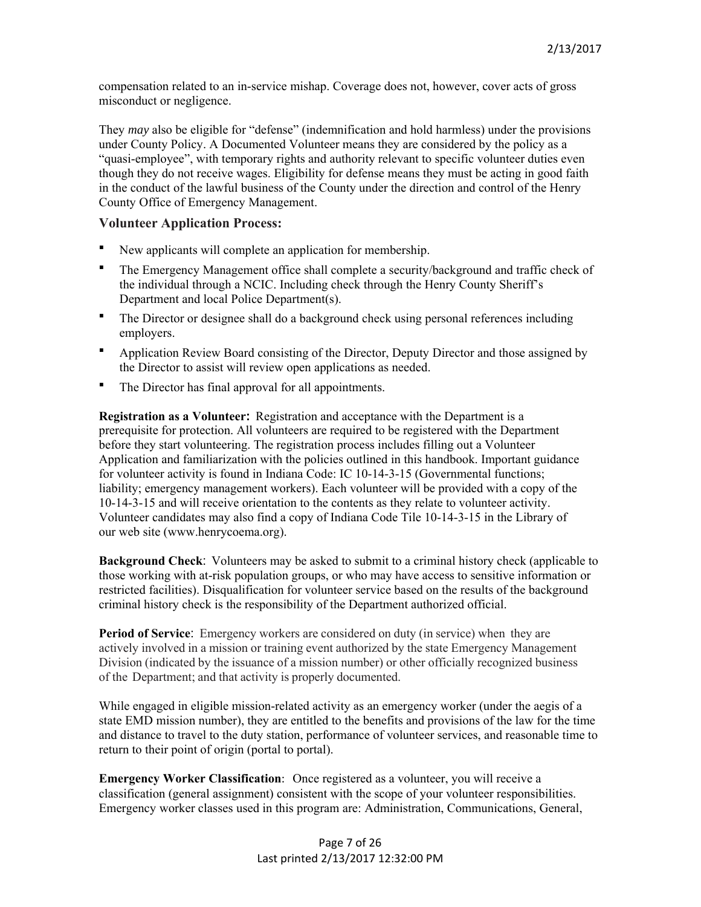compensation related to an in-service mishap. Coverage does not, however, cover acts of gross misconduct or negligence.

They *may* also be eligible for "defense" (indemnification and hold harmless) under the provisions under County Policy. A Documented Volunteer means they are considered by the policy as a "quasi-employee", with temporary rights and authority relevant to specific volunteer duties even though they do not receive wages. Eligibility for defense means they must be acting in good faith in the conduct of the lawful business of the County under the direction and control of the Henry County Office of Emergency Management.

### Volunteer Application Process:

- New applicants will complete an application for membership.
- The Emergency Management office shall complete a security/background and traffic check of the individual through a NCIC. Including check through the Henry County Sheriff's Department and local Police Department(s).
- The Director or designee shall do a background check using personal references including employers.
- Application Review Board consisting of the Director, Deputy Director and those assigned by the Director to assist will review open applications as needed.
- The Director has final approval for all appointments.

**Registration as a Volunteer:** Registration and acceptance with the Department is a prerequisite for protection. All volunteers are required to be registered with the Department before they start volunteering. The registration process includes filling out a Volunteer Application and familiarization with the policies outlined in this handbook. Important guidance for volunteer activity is found in Indiana Code: IC 10-14-3-15 (Governmental functions; liability; emergency management workers). Each volunteer will be provided with a copy of the 10-14-3-15 and will receive orientation to the contents as they relate to volunteer activity. Volunteer candidates may also find a copy of Indiana Code Tile 10-14-3-15 in the Library of our web site (www.henrycoema.org).

**Background Check**: Volunteers may be asked to submit to a criminal history check (applicable to those working with at-risk population groups, or who may have access to sensitive information or restricted facilities). Disqualification for volunteer service based on the results of the background criminal history check is the responsibility of the Department authorized official.

**Period of Service**: Emergency workers are considered on duty (in service) when they are actively involved in a mission or training event authorized by the state Emergency Management Division (indicated by the issuance of a mission number) or other officially recognized business of the Department; and that activity is properly documented.

While engaged in eligible mission-related activity as an emergency worker (under the aegis of a state EMD mission number), they are entitled to the benefits and provisions of the law for the time and distance to travel to the duty station, performance of volunteer services, and reasonable time to return to their point of origin (portal to portal).

**Emergency Worker Classification**: Once registered as a volunteer, you will receive a classification (general assignment) consistent with the scope of your volunteer responsibilities. Emergency worker classes used in this program are: Administration, Communications, General,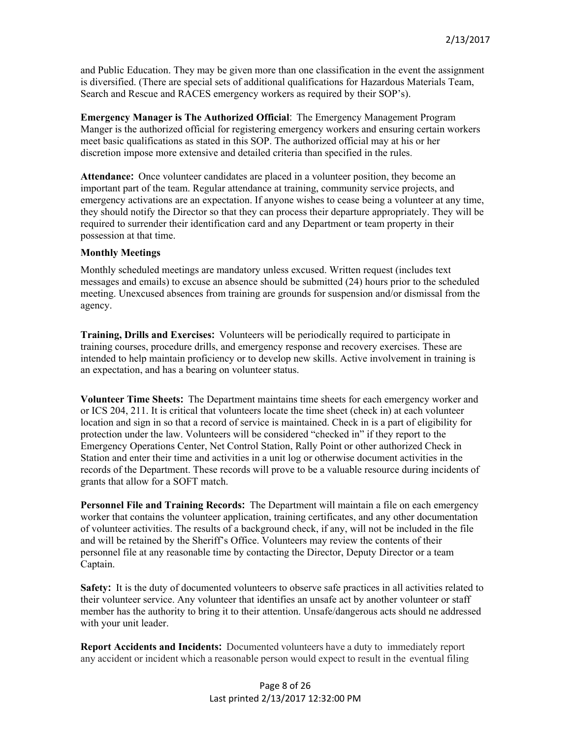and Public Education. They may be given more than one classification in the event the assignment is diversified. (There are special sets of additional qualifications for Hazardous Materials Team, Search and Rescue and RACES emergency workers as required by their SOP's).

**Emergency Manager is The Authorized Official**: The Emergency Management Program Manger is the authorized official for registering emergency workers and ensuring certain workers meet basic qualifications as stated in this SOP. The authorized official may at his or her discretion impose more extensive and detailed criteria than specified in the rules.

**Attendance:** Once volunteer candidates are placed in a volunteer position, they become an important part of the team. Regular attendance at training, community service projects, and emergency activations are an expectation. If anyone wishes to cease being a volunteer at any time, they should notify the Director so that they can process their departure appropriately. They will be required to surrender their identification card and any Department or team property in their possession at that time.

**Monthly Meetings**

Monthly scheduled meetings are mandatory unless excused. Written request (includes text messages and emails) to excuse an absence should be submitted (24) hours prior to the scheduled meeting. Unexcused absences from training are grounds for suspension and/or dismissal from the agency.

**Training, Drills and Exercises:** Volunteers will be periodically required to participate in training courses, procedure drills, and emergency response and recovery exercises. These are intended to help maintain proficiency or to develop new skills. Active involvement in training is an expectation, and has a bearing on volunteer status.

**Volunteer Time Sheets:** The Department maintains time sheets for each emergency worker and or ICS 204, 211. It is critical that volunteers locate the time sheet (check in) at each volunteer location and sign in so that a record of service is maintained. Check in is a part of eligibility for protection under the law. Volunteers will be considered "checked in" if they report to the Emergency Operations Center, Net Control Station, Rally Point or other authorized Check in Station and enter their time and activities in a unit log or otherwise document activities in the records of the Department. These records will prove to be a valuable resource during incidents of grants that allow for a SOFT match.

**Personnel File and Training Records:** The Department will maintain a file on each emergency worker that contains the volunteer application, training certificates, and any other documentation of volunteer activities. The results of a background check, if any, will not be included in the file and will be retained by the Sheriff's Office. Volunteers may review the contents of their personnel file at any reasonable time by contacting the Director, Deputy Director or a team Captain.

**Safety:** It is the duty of documented volunteers to observe safe practices in all activities related to their volunteer service. Any volunteer that identifies an unsafe act by another volunteer or staff member has the authority to bring it to their attention. Unsafe/dangerous acts should ne addressed with your unit leader.

**Report Accidents and Incidents:** Documented volunteers have a duty to immediately report any accident or incident which a reasonable person would expect to result in the eventual filing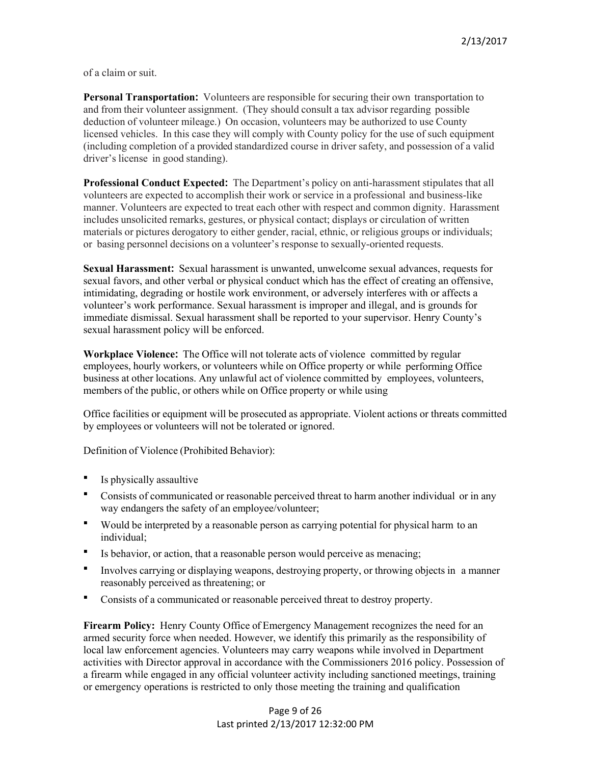of a claim or suit.

**Personal Transportation:** Volunteers are responsible for securing their own transportation to and from their volunteer assignment. (They should consult a tax advisor regarding possible deduction of volunteer mileage.) On occasion, volunteers may be authorized to use County licensed vehicles. In this case they will comply with County policy for the use of such equipment (including completion of a provided standardized course in driver safety, and possession of a valid driver's license in good standing).

**Professional Conduct Expected:** The Department's policy on anti-harassment stipulates that all volunteers are expected to accomplish their work or service in a professional and business-like manner. Volunteers are expected to treat each other with respect and common dignity. Harassment includes unsolicited remarks, gestures, or physical contact; displays or circulation of written materials or pictures derogatory to either gender, racial, ethnic, or religious groups or individuals; or basing personnel decisions on a volunteer's response to sexually-oriented requests.

**Sexual Harassment:** Sexual harassment is unwanted, unwelcome sexual advances, requests for sexual favors, and other verbal or physical conduct which has the effect of creating an offensive, intimidating, degrading or hostile work environment, or adversely interferes with or affects a volunteer's work performance. Sexual harassment is improper and illegal, and is grounds for immediate dismissal. Sexual harassment shall be reported to your supervisor. Henry County's sexual harassment policy will be enforced.

**Workplace Violence:** The Office will not tolerate acts of violence committed by regular employees, hourly workers, or volunteers while on Office property or while performing Office business at other locations. Any unlawful act of violence committed by employees, volunteers, members of the public, or others while on Office property or while using Office facilities or equipment will be prosecuted as appropriate. Violent actions or threats committed by employees or volunteers will not be tolerated or ignored.

Definition of Violence (Prohibited Behavior):

- Is physically assaultive
- Consists of communicated or reasonable perceived threat to harm another individual or in any way endangers the safety of an employee/volunteer;
- Would be interpreted by a reasonable person as carrying potential for physical harm to an individual;
- Is behavior, or action, that a reasonable person would perceive as menacing;
- Involves carrying or displaying weapons, destroying property, or throwing objects in a manner reasonably perceived as threatening; or
- Consists of a communicated or reasonable perceived threat to destroy property.

**Firearm Policy:** Henry County Office of Emergency Management recognizes the need for an armed security force when needed. However, we identify this primarily as the responsibility of local law enforcement agencies. Volunteers may carry weapons while involved in Department activities with Director approval in accordance with the Commissioners 2016 policy. Possession of a firearm while engaged in any official volunteer activity including sanctioned meetings, training or emergency operations is restricted to only those meeting the training and qualification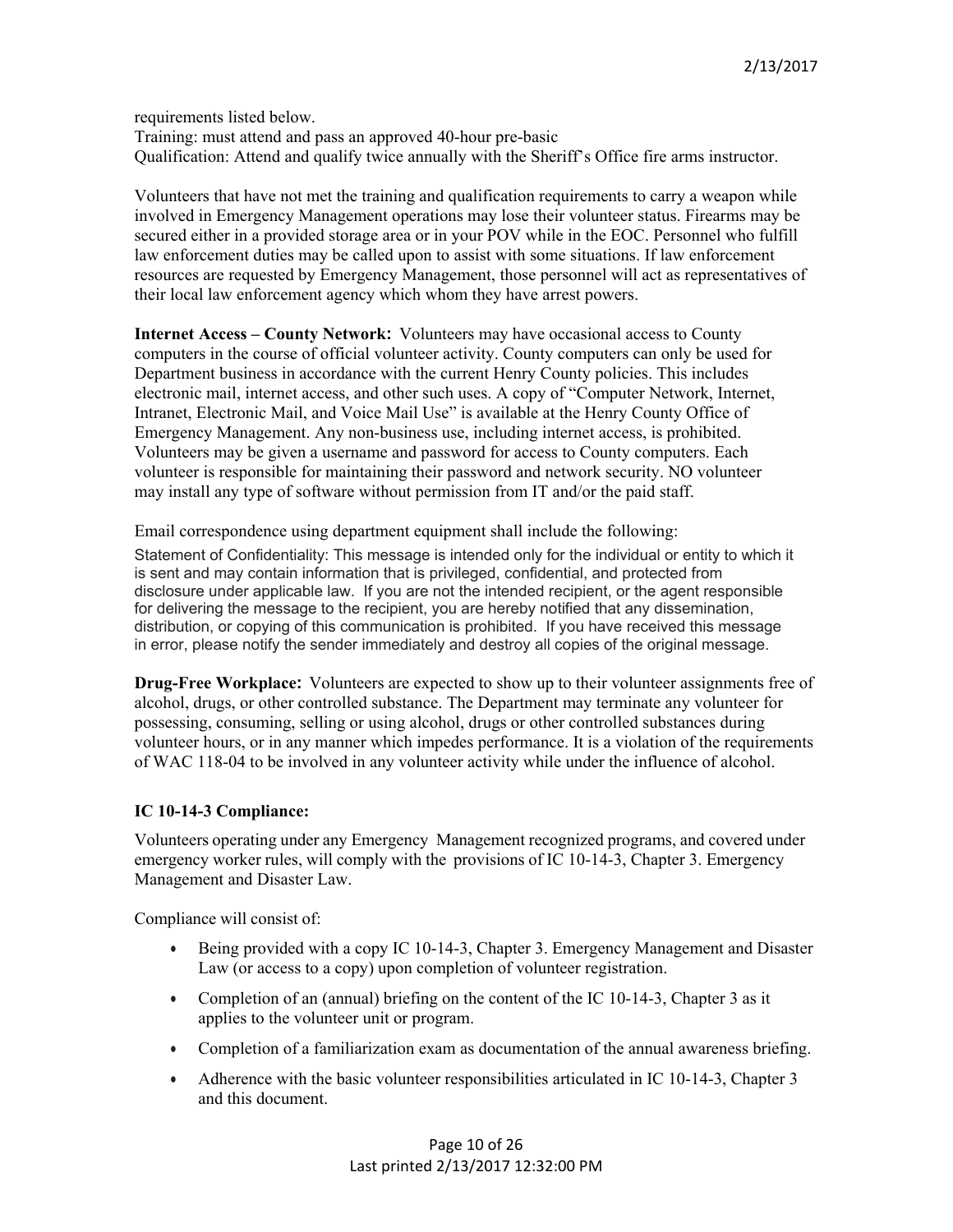requirements listed below.
Training: must attend and pass an approved 40-hour pre-basic
Qualification: Attend and qualify twice annually with the Sheriff's Office fire arms instructor.

Volunteers that have not met the training and qualification requirements to carry a weapon while involved in Emergency Management operations may lose their volunteer status. Firearms may be secured either in a provided storage area or in your POV while in the EOC. Personnel who fulfill law enforcement duties may be called upon to assist with some situations. If law enforcement resources are requested by Emergency Management, those personnel will act as representatives of their local law enforcement agency which whom they have arrest powers.

**Internet Access – County Network:** Volunteers may have occasional access to County computers in the course of official volunteer activity. County computers can only be used for Department business in accordance with the current Henry County policies. This includes electronic mail, internet access, and other such uses. A copy of "Computer Network, Internet, Intranet, Electronic Mail, and Voice Mail Use" is available at the Henry County Office of Emergency Management. Any non-business use, including internet access, is prohibited. Volunteers may be given a username and password for access to County computers. Each volunteer is responsible for maintaining their password and network security. NO volunteer may install any type of software without permission from IT and/or the paid staff.

Email correspondence using department equipment shall include the following:

Statement of Confidentiality: This message is intended only for the individual or entity to which it is sent and may contain information that is privileged, confidential, and protected from disclosure under applicable law. If you are not the intended recipient, or the agent responsible for delivering the message to the recipient, you are hereby notified that any dissemination, distribution, or copying of this communication is prohibited. If you have received this message in error, please notify the sender immediately and destroy all copies of the original message.

**Drug-Free Workplace:** Volunteers are expected to show up to their volunteer assignments free of alcohol, drugs, or other controlled substance. The Department may terminate any volunteer for possessing, consuming, selling or using alcohol, drugs or other controlled substances during volunteer hours, or in any manner which impedes performance. It is a violation of the requirements of WAC 118-04 to be involved in any volunteer activity while under the influence of alcohol.

**IC 10-14-3 Compliance:**

Volunteers operating under any Emergency Management recognized programs, and covered under emergency worker rules, will comply with the provisions of IC 10-14-3, Chapter 3. Emergency Management and Disaster Law.

Compliance will consist of:

- Being provided with a copy IC 10-14-3, Chapter 3. Emergency Management and Disaster Law (or access to a copy) upon completion of volunteer registration.
- Completion of an (annual) briefing on the content of the IC 10-14-3, Chapter 3 as it applies to the volunteer unit or program.
- Completion of a familiarization exam as documentation of the annual awareness briefing.
- Adherence with the basic volunteer responsibilities articulated in IC 10-14-3, Chapter 3 and this document.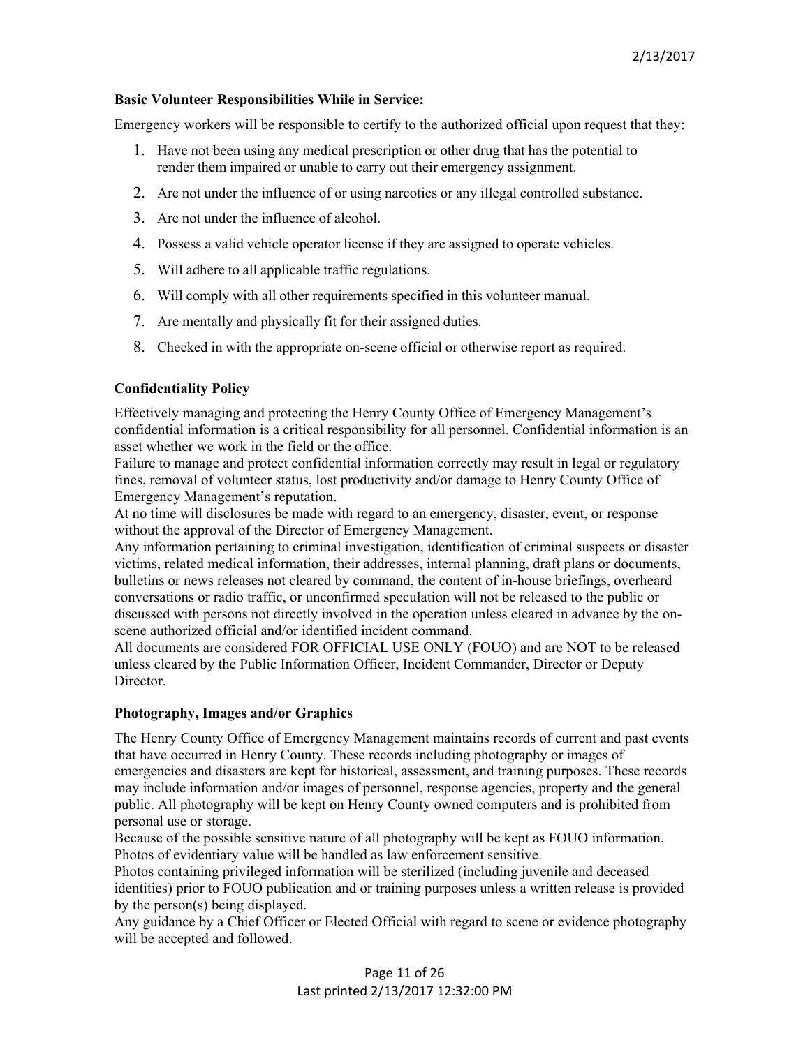**Basic Volunteer Responsibilities While in Service:**

Emergency workers will be responsible to certify to the authorized official upon request that they:

1. Have not been using any medical prescription or other drug that has the potential to render them impaired or unable to carry out their emergency assignment.
2. Are not under the influence of or using narcotics or any illegal controlled substance.
3. Are not under the influence of alcohol.
4. Possess a valid vehicle operator license if they are assigned to operate vehicles.
5. Will adhere to all applicable traffic regulations.
6. Will comply with all other requirements specified in this volunteer manual.
7. Are mentally and physically fit for their assigned duties.
8. Checked in with the appropriate on-scene official or otherwise report as required.

**Confidentiality Policy**

Effectively managing and protecting the Henry County Office of Emergency Management's confidential information is a critical responsibility for all personnel. Confidential information is an asset whether we work in the field or the office.

Failure to manage and protect confidential information correctly may result in legal or regulatory fines, removal of volunteer status, lost productivity and/or damage to Henry County Office of Emergency Management's reputation.

At no time will disclosures be made with regard to an emergency, disaster, event, or response without the approval of the Director of Emergency Management.

Any information pertaining to criminal investigation, identification of criminal suspects or disaster victims, related medical information, their addresses, internal planning, draft plans or documents, bulletins or news releases not cleared by command, the content of in-house briefings, overheard conversations or radio traffic, or unconfirmed speculation will not be released to the public or discussed with persons not directly involved in the operation unless cleared in advance by the on-scene authorized official and/or identified incident command.

All documents are considered FOR OFFICIAL USE ONLY (FOUO) and are NOT to be released unless cleared by the Public Information Officer, Incident Commander, Director or Deputy Director.

**Photography, Images and/or Graphics**

The Henry County Office of Emergency Management maintains records of current and past events that have occurred in Henry County. These records including photography or images of emergencies and disasters are kept for historical, assessment, and training purposes. These records may include information and/or images of personnel, response agencies, property and the general public. All photography will be kept on Henry County owned computers and is prohibited from personal use or storage.

Because of the possible sensitive nature of all photography will be kept as FOUO information. Photos of evidentiary value will be handled as law enforcement sensitive.

Photos containing privileged information will be sterilized (including juvenile and deceased identities) prior to FOUO publication and or training purposes unless a written release is provided by the person(s) being displayed.

Any guidance by a Chief Officer or Elected Official with regard to scene or evidence photography will be accepted and followed.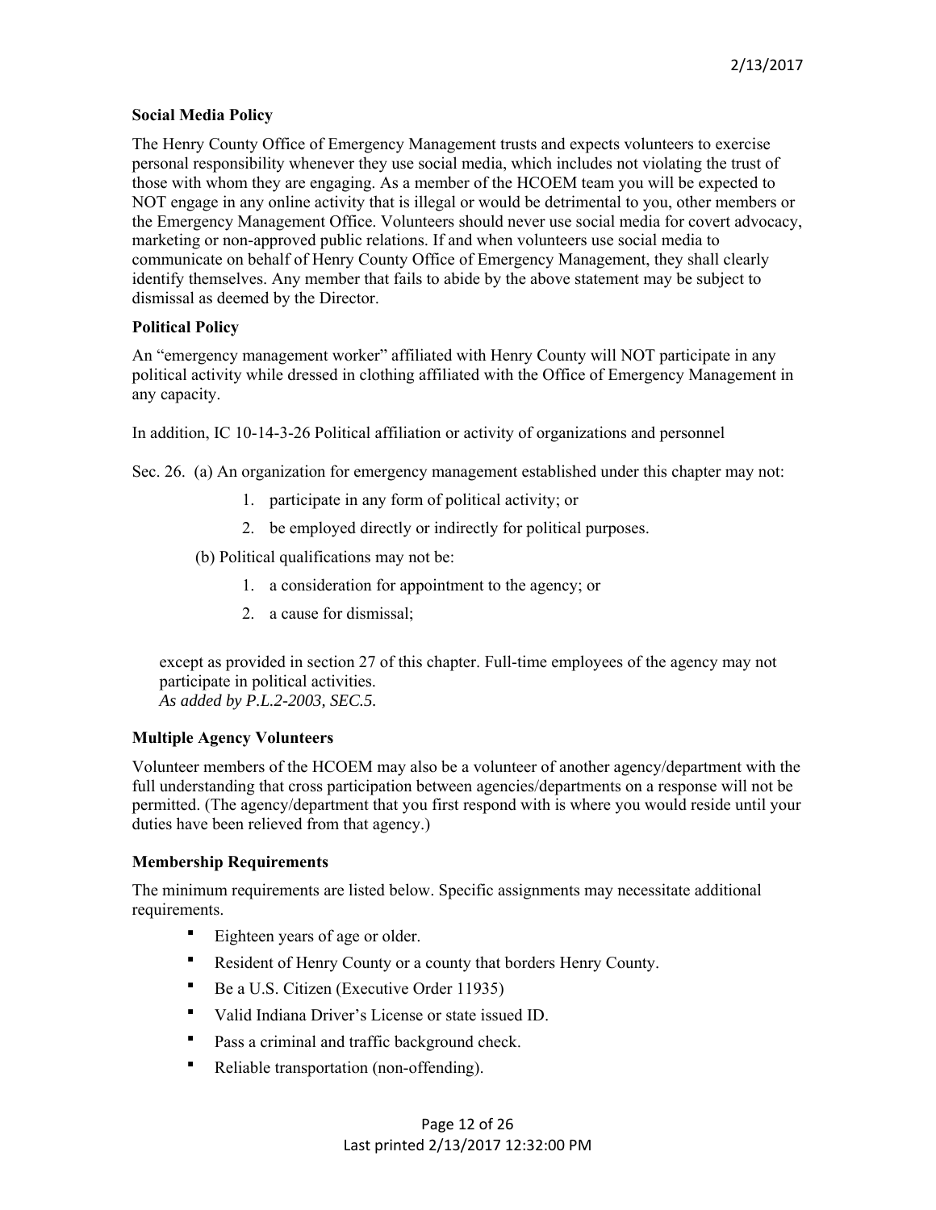**Social Media Policy**

The Henry County Office of Emergency Management trusts and expects volunteers to exercise personal responsibility whenever they use social media, which includes not violating the trust of those with whom they are engaging. As a member of the HCOEM team you will be expected to NOT engage in any online activity that is illegal or would be detrimental to you, other members or the Emergency Management Office. Volunteers should never use social media for covert advocacy, marketing or non-approved public relations. If and when volunteers use social media to communicate on behalf of Henry County Office of Emergency Management, they shall clearly identify themselves. Any member that fails to abide by the above statement may be subject to dismissal as deemed by the Director.

**Political Policy**

An "emergency management worker" affiliated with Henry County will NOT participate in any political activity while dressed in clothing affiliated with the Office of Emergency Management in any capacity.

In addition, IC 10-14-3-26 Political affiliation or activity of organizations and personnel

Sec. 26. (a) An organization for emergency management established under this chapter may not:

1. participate in any form of political activity; or
2. be employed directly or indirectly for political purposes.

(b) Political qualifications may not be:

1. a consideration for appointment to the agency; or
2. a cause for dismissal;

except as provided in section 27 of this chapter. Full-time employees of the agency may not participate in political activities.
*As added by P.L.2-2003, SEC.5.*

**Multiple Agency Volunteers**

Volunteer members of the HCOEM may also be a volunteer of another agency/department with the full understanding that cross participation between agencies/departments on a response will not be permitted. (The agency/department that you first respond with is where you would reside until your duties have been relieved from that agency.)

**Membership Requirements**

The minimum requirements are listed below. Specific assignments may necessitate additional requirements.

- Eighteen years of age or older.
- Resident of Henry County or a county that borders Henry County.
- Be a U.S. Citizen (Executive Order 11935)
- Valid Indiana Driver's License or state issued ID.
- Pass a criminal and traffic background check.
- Reliable transportation (non-offending).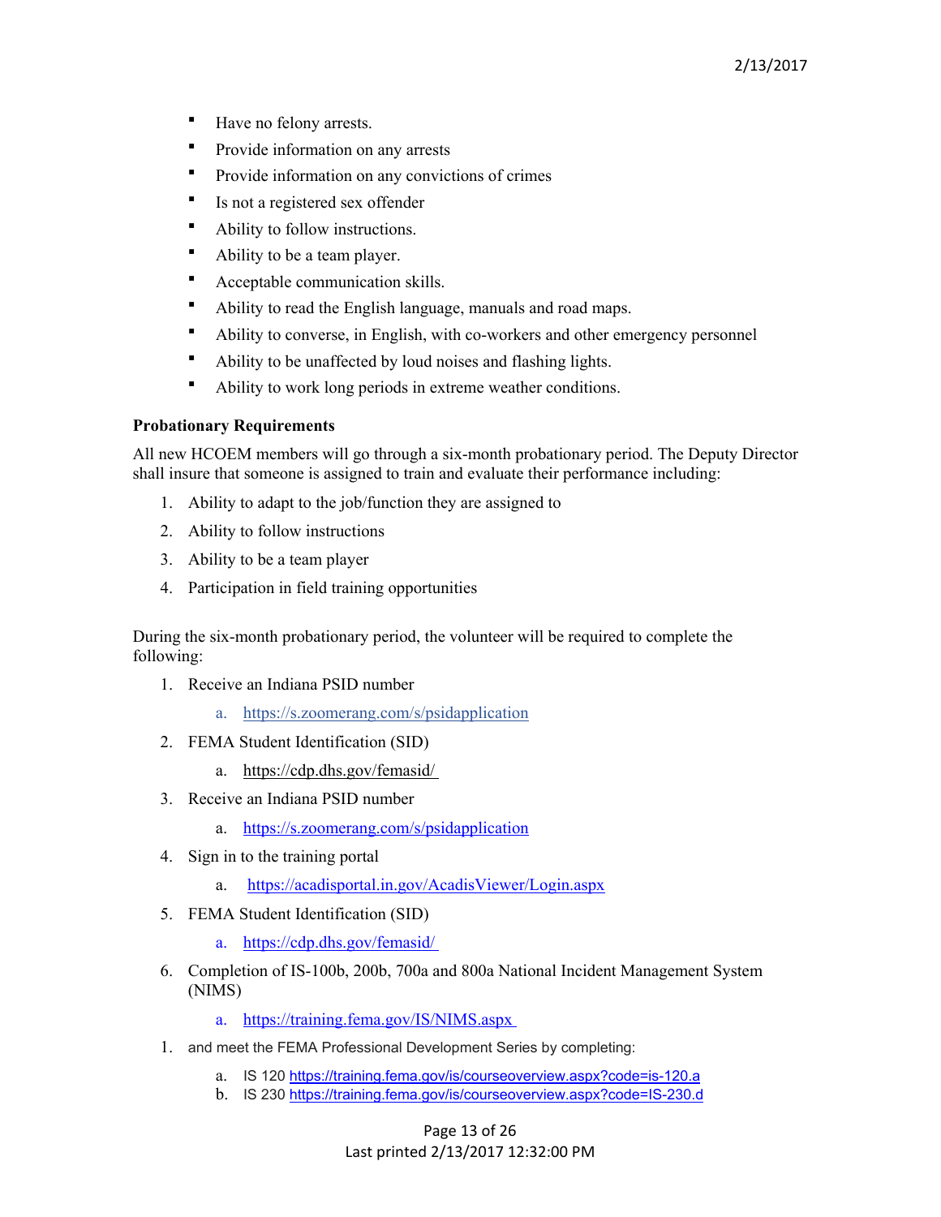- Have no felony arrests.
- Provide information on any arrests
- Provide information on any convictions of crimes
- Is not a registered sex offender
- Ability to follow instructions.
- Ability to be a team player.
- Acceptable communication skills.
- Ability to read the English language, manuals and road maps.
- Ability to converse, in English, with co-workers and other emergency personnel
- Ability to be unaffected by loud noises and flashing lights.
- Ability to work long periods in extreme weather conditions.

**Probationary Requirements**

All new HCOEM members will go through a six-month probationary period. The Deputy Director shall insure that someone is assigned to train and evaluate their performance including:

1. Ability to adapt to the job/function they are assigned to
2. Ability to follow instructions
3. Ability to be a team player
4. Participation in field training opportunities

During the six-month probationary period, the volunteer will be required to complete the following:

1. Receive an Indiana PSID number
   a. https://s.zoomerang.com/s/psidapplication
2. FEMA Student Identification (SID)
   a. https://cdp.dhs.gov/femasid/
3. Receive an Indiana PSID number
   a. https://s.zoomerang.com/s/psidapplication
4. Sign in to the training portal
   a. https://acadisportal.in.gov/AcadisViewer/Login.aspx
5. FEMA Student Identification (SID)
   a. https://cdp.dhs.gov/femasid/
6. Completion of IS-100b, 200b, 700a and 800a National Incident Management System (NIMS)
   a. https://training.fema.gov/IS/NIMS.aspx

1. and meet the FEMA Professional Development Series by completing:
   a. IS 120 https://training.fema.gov/is/courseoverview.aspx?code=is-120.a
   b. IS 230 https://training.fema.gov/is/courseoverview.aspx?code=IS-230.d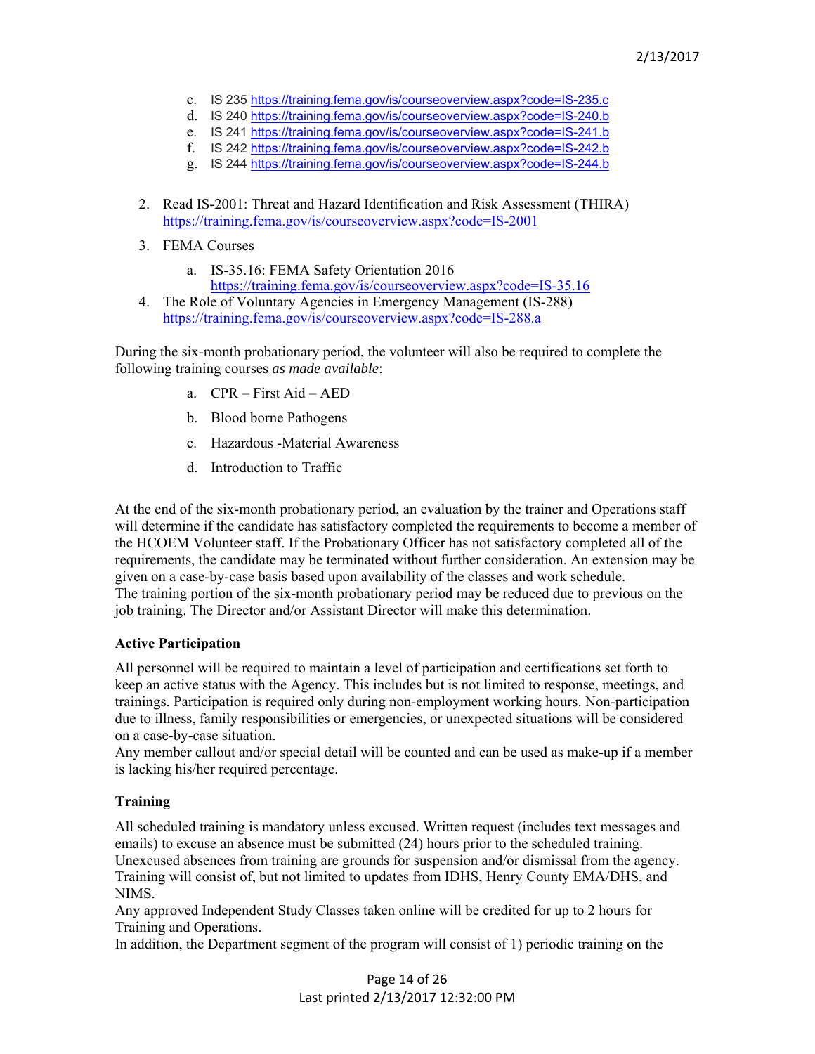c. IS 235 https://training.fema.gov/is/courseoverview.aspx?code=IS-235.c
   d. IS 240 https://training.fema.gov/is/courseoverview.aspx?code=IS-240.b
   e. IS 241 https://training.fema.gov/is/courseoverview.aspx?code=IS-241.b
   f. IS 242 https://training.fema.gov/is/courseoverview.aspx?code=IS-242.b
   g. IS 244 https://training.fema.gov/is/courseoverview.aspx?code=IS-244.b

2. Read IS-2001: Threat and Hazard Identification and Risk Assessment (THIRA) https://training.fema.gov/is/courseoverview.aspx?code=IS-2001
3. FEMA Courses
   a. IS-35.16: FEMA Safety Orientation 2016 https://training.fema.gov/is/courseoverview.aspx?code=IS-35.16
4. The Role of Voluntary Agencies in Emergency Management (IS-288) https://training.fema.gov/is/courseoverview.aspx?code=IS-288.a

During the six-month probationary period, the volunteer will also be required to complete the following training courses *as made available*:

   a. CPR – First Aid – AED
   b. Blood borne Pathogens
   c. Hazardous -Material Awareness
   d. Introduction to Traffic

At the end of the six-month probationary period, an evaluation by the trainer and Operations staff will determine if the candidate has satisfactory completed the requirements to become a member of the HCOEM Volunteer staff. If the Probationary Officer has not satisfactory completed all of the requirements, the candidate may be terminated without further consideration. An extension may be given on a case-by-case basis based upon availability of the classes and work schedule.
The training portion of the six-month probationary period may be reduced due to previous on the job training. The Director and/or Assistant Director will make this determination.

**Active Participation**

All personnel will be required to maintain a level of participation and certifications set forth to keep an active status with the Agency. This includes but is not limited to response, meetings, and trainings. Participation is required only during non-employment working hours. Non-participation due to illness, family responsibilities or emergencies, or unexpected situations will be considered on a case-by-case situation.
Any member callout and/or special detail will be counted and can be used as make-up if a member is lacking his/her required percentage.

**Training**

All scheduled training is mandatory unless excused. Written request (includes text messages and emails) to excuse an absence must be submitted (24) hours prior to the scheduled training. Unexcused absences from training are grounds for suspension and/or dismissal from the agency. Training will consist of, but not limited to updates from IDHS, Henry County EMA/DHS, and NIMS.
Any approved Independent Study Classes taken online will be credited for up to 2 hours for Training and Operations.
In addition, the Department segment of the program will consist of 1) periodic training on the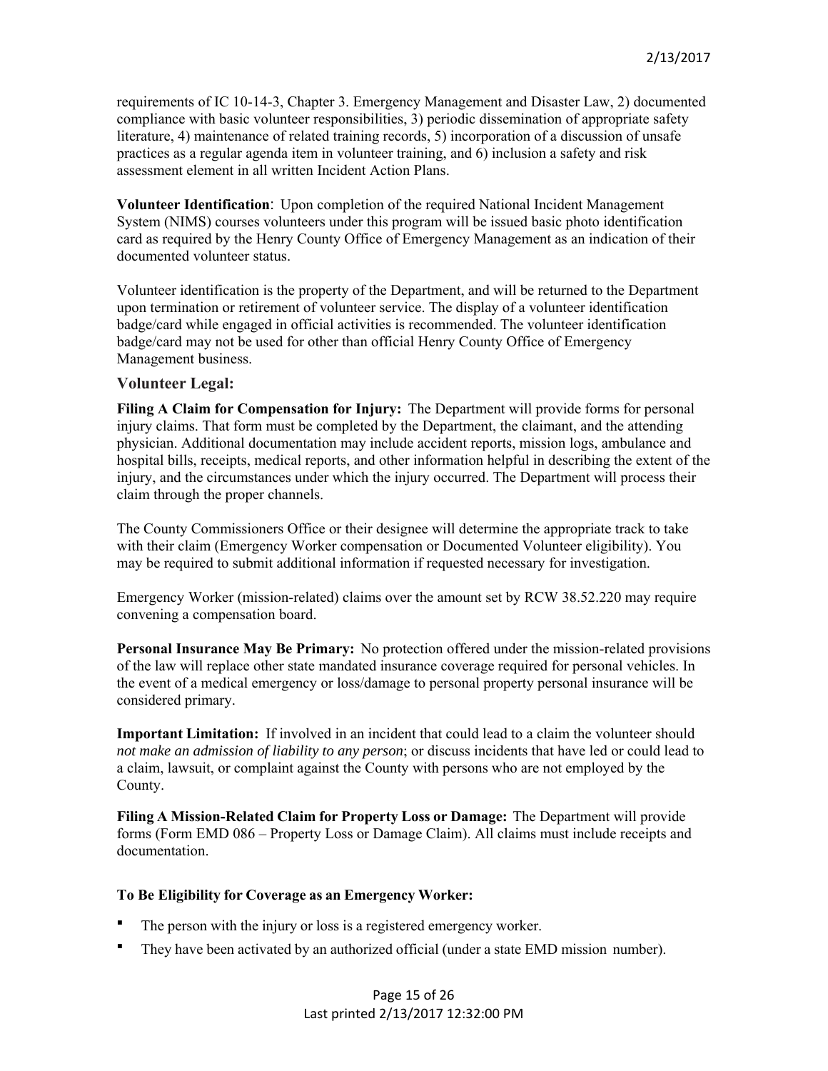requirements of IC 10-14-3, Chapter 3. Emergency Management and Disaster Law, 2) documented compliance with basic volunteer responsibilities, 3) periodic dissemination of appropriate safety literature, 4) maintenance of related training records, 5) incorporation of a discussion of unsafe practices as a regular agenda item in volunteer training, and 6) inclusion a safety and risk assessment element in all written Incident Action Plans.

**Volunteer Identification**: Upon completion of the required National Incident Management System (NIMS) courses volunteers under this program will be issued basic photo identification card as required by the Henry County Office of Emergency Management as an indication of their documented volunteer status.

Volunteer identification is the property of the Department, and will be returned to the Department upon termination or retirement of volunteer service. The display of a volunteer identification badge/card while engaged in official activities is recommended. The volunteer identification badge/card may not be used for other than official Henry County Office of Emergency Management business.

### Volunteer Legal:

**Filing A Claim for Compensation for Injury:** The Department will provide forms for personal injury claims. That form must be completed by the Department, the claimant, and the attending physician. Additional documentation may include accident reports, mission logs, ambulance and hospital bills, receipts, medical reports, and other information helpful in describing the extent of the injury, and the circumstances under which the injury occurred. The Department will process their claim through the proper channels.

The County Commissioners Office or their designee will determine the appropriate track to take with their claim (Emergency Worker compensation or Documented Volunteer eligibility). You may be required to submit additional information if requested necessary for investigation.

Emergency Worker (mission-related) claims over the amount set by RCW 38.52.220 may require convening a compensation board.

**Personal Insurance May Be Primary:** No protection offered under the mission-related provisions of the law will replace other state mandated insurance coverage required for personal vehicles. In the event of a medical emergency or loss/damage to personal property personal insurance will be considered primary.

**Important Limitation:** If involved in an incident that could lead to a claim the volunteer should *not make an admission of liability to any person*; or discuss incidents that have led or could lead to a claim, lawsuit, or complaint against the County with persons who are not employed by the County.

**Filing A Mission-Related Claim for Property Loss or Damage:** The Department will provide forms (Form EMD 086 – Property Loss or Damage Claim). All claims must include receipts and documentation.

**To Be Eligibility for Coverage as an Emergency Worker:**

- The person with the injury or loss is a registered emergency worker.
- They have been activated by an authorized official (under a state EMD mission number).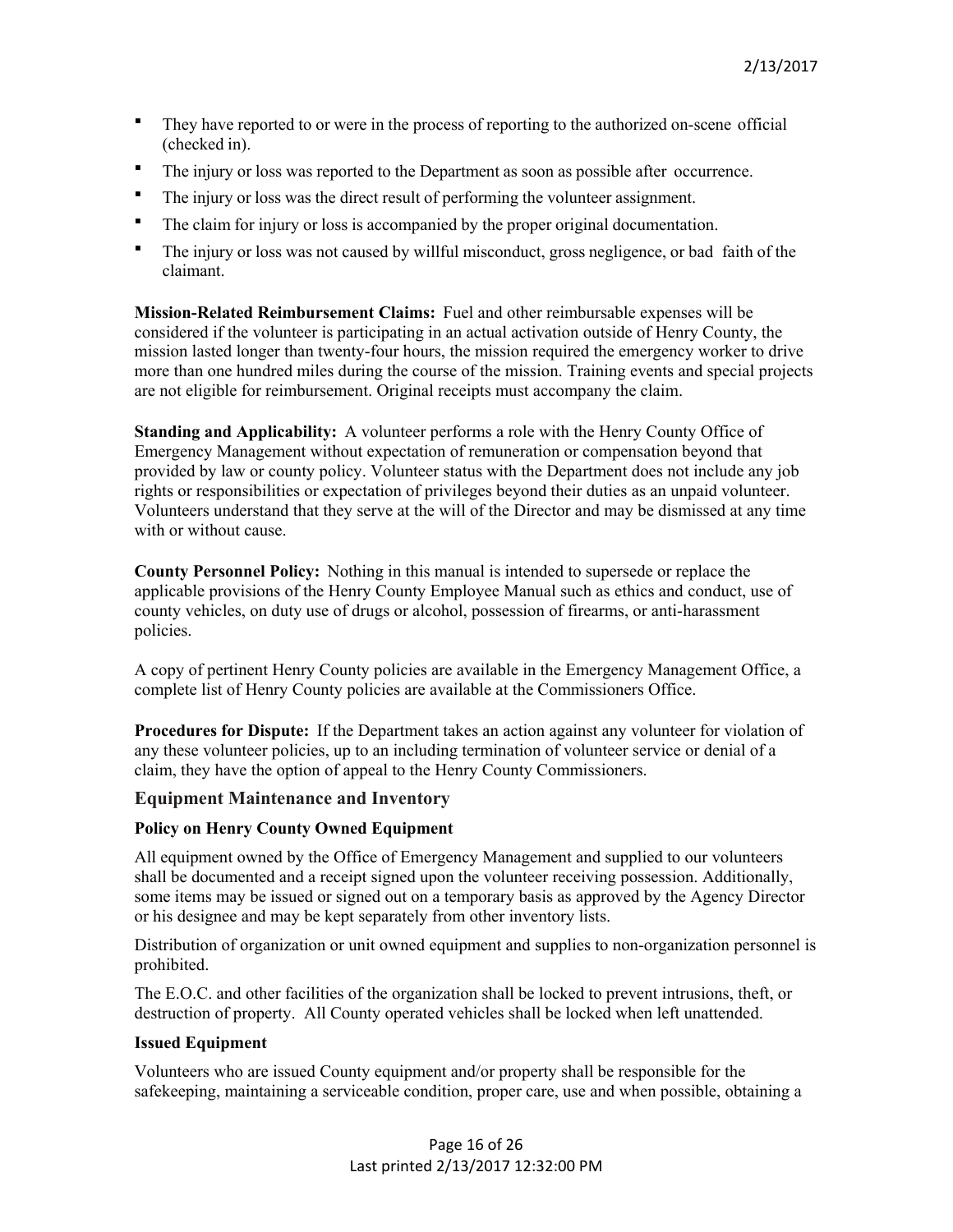- They have reported to or were in the process of reporting to the authorized on-scene official (checked in).
- The injury or loss was reported to the Department as soon as possible after occurrence.
- The injury or loss was the direct result of performing the volunteer assignment.
- The claim for injury or loss is accompanied by the proper original documentation.
- The injury or loss was not caused by willful misconduct, gross negligence, or bad faith of the claimant.

**Mission-Related Reimbursement Claims:** Fuel and other reimbursable expenses will be considered if the volunteer is participating in an actual activation outside of Henry County, the mission lasted longer than twenty-four hours, the mission required the emergency worker to drive more than one hundred miles during the course of the mission. Training events and special projects are not eligible for reimbursement. Original receipts must accompany the claim.

**Standing and Applicability:** A volunteer performs a role with the Henry County Office of Emergency Management without expectation of remuneration or compensation beyond that provided by law or county policy. Volunteer status with the Department does not include any job rights or responsibilities or expectation of privileges beyond their duties as an unpaid volunteer. Volunteers understand that they serve at the will of the Director and may be dismissed at any time with or without cause.

**County Personnel Policy:** Nothing in this manual is intended to supersede or replace the applicable provisions of the Henry County Employee Manual such as ethics and conduct, use of county vehicles, on duty use of drugs or alcohol, possession of firearms, or anti-harassment policies.

A copy of pertinent Henry County policies are available in the Emergency Management Office, a complete list of Henry County policies are available at the Commissioners Office.

**Procedures for Dispute:** If the Department takes an action against any volunteer for violation of any these volunteer policies, up to an including termination of volunteer service or denial of a claim, they have the option of appeal to the Henry County Commissioners.

## Equipment Maintenance and Inventory

### Policy on Henry County Owned Equipment

All equipment owned by the Office of Emergency Management and supplied to our volunteers shall be documented and a receipt signed upon the volunteer receiving possession. Additionally, some items may be issued or signed out on a temporary basis as approved by the Agency Director or his designee and may be kept separately from other inventory lists.

Distribution of organization or unit owned equipment and supplies to non-organization personnel is prohibited.

The E.O.C. and other facilities of the organization shall be locked to prevent intrusions, theft, or destruction of property. All County operated vehicles shall be locked when left unattended.

### Issued Equipment

Volunteers who are issued County equipment and/or property shall be responsible for the safekeeping, maintaining a serviceable condition, proper care, use and when possible, obtaining a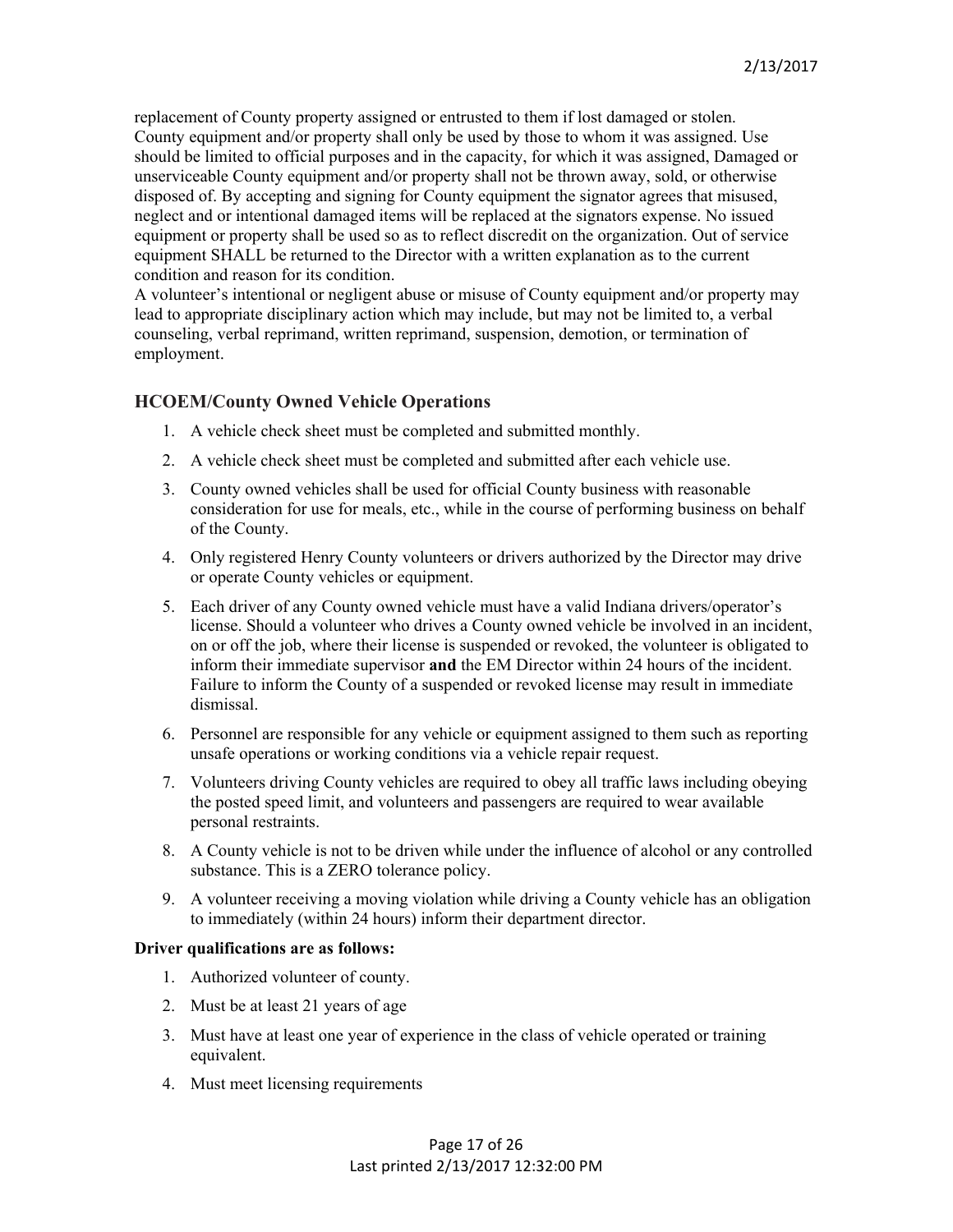replacement of County property assigned or entrusted to them if lost damaged or stolen. County equipment and/or property shall only be used by those to whom it was assigned. Use should be limited to official purposes and in the capacity, for which it was assigned, Damaged or unserviceable County equipment and/or property shall not be thrown away, sold, or otherwise disposed of. By accepting and signing for County equipment the signator agrees that misused, neglect and or intentional damaged items will be replaced at the signators expense. No issued equipment or property shall be used so as to reflect discredit on the organization. Out of service equipment SHALL be returned to the Director with a written explanation as to the current condition and reason for its condition.
A volunteer's intentional or negligent abuse or misuse of County equipment and/or property may lead to appropriate disciplinary action which may include, but may not be limited to, a verbal counseling, verbal reprimand, written reprimand, suspension, demotion, or termination of employment.

## HCOEM/County Owned Vehicle Operations

1. A vehicle check sheet must be completed and submitted monthly.
2. A vehicle check sheet must be completed and submitted after each vehicle use.
3. County owned vehicles shall be used for official County business with reasonable consideration for use for meals, etc., while in the course of performing business on behalf of the County.
4. Only registered Henry County volunteers or drivers authorized by the Director may drive or operate County vehicles or equipment.
5. Each driver of any County owned vehicle must have a valid Indiana drivers/operator's license. Should a volunteer who drives a County owned vehicle be involved in an incident, on or off the job, where their license is suspended or revoked, the volunteer is obligated to inform their immediate supervisor **and** the EM Director within 24 hours of the incident. Failure to inform the County of a suspended or revoked license may result in immediate dismissal.
6. Personnel are responsible for any vehicle or equipment assigned to them such as reporting unsafe operations or working conditions via a vehicle repair request.
7. Volunteers driving County vehicles are required to obey all traffic laws including obeying the posted speed limit, and volunteers and passengers are required to wear available personal restraints.
8. A County vehicle is not to be driven while under the influence of alcohol or any controlled substance. This is a ZERO tolerance policy.
9. A volunteer receiving a moving violation while driving a County vehicle has an obligation to immediately (within 24 hours) inform their department director.

**Driver qualifications are as follows:**

1. Authorized volunteer of county.
2. Must be at least 21 years of age
3. Must have at least one year of experience in the class of vehicle operated or training equivalent.
4. Must meet licensing requirements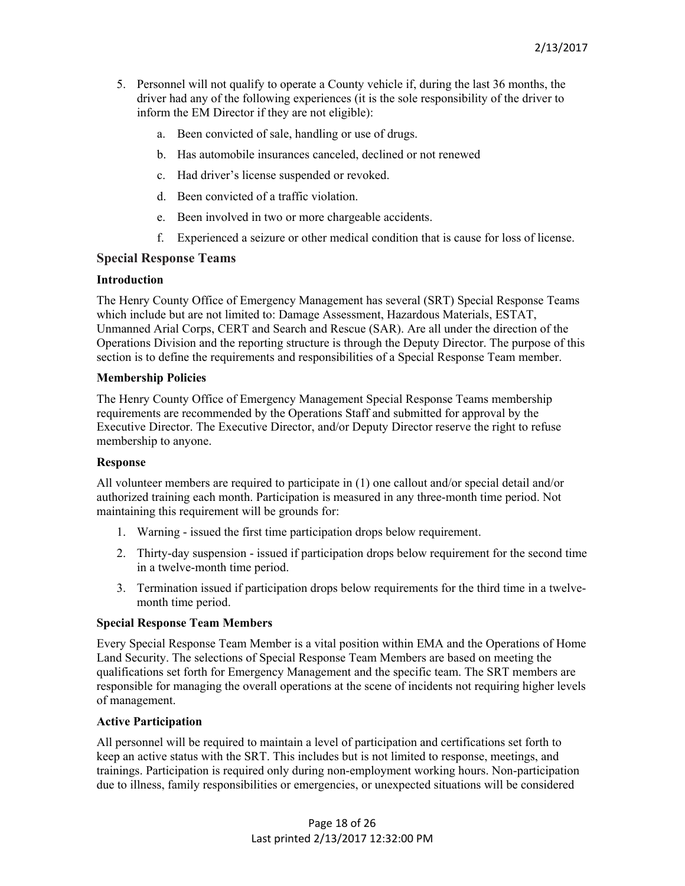5. Personnel will not qualify to operate a County vehicle if, during the last 36 months, the driver had any of the following experiences (it is the sole responsibility of the driver to inform the EM Director if they are not eligible):

    a. Been convicted of sale, handling or use of drugs.

    b. Has automobile insurances canceled, declined or not renewed

    c. Had driver's license suspended or revoked.

    d. Been convicted of a traffic violation.

    e. Been involved in two or more chargeable accidents.

    f. Experienced a seizure or other medical condition that is cause for loss of license.

## Special Response Teams

### Introduction

The Henry County Office of Emergency Management has several (SRT) Special Response Teams which include but are not limited to: Damage Assessment, Hazardous Materials, ESTAT, Unmanned Arial Corps, CERT and Search and Rescue (SAR). Are all under the direction of the Operations Division and the reporting structure is through the Deputy Director. The purpose of this section is to define the requirements and responsibilities of a Special Response Team member.

### Membership Policies

The Henry County Office of Emergency Management Special Response Teams membership requirements are recommended by the Operations Staff and submitted for approval by the Executive Director. The Executive Director, and/or Deputy Director reserve the right to refuse membership to anyone.

### Response

All volunteer members are required to participate in (1) one callout and/or special detail and/or authorized training each month. Participation is measured in any three-month time period. Not maintaining this requirement will be grounds for:

1. Warning - issued the first time participation drops below requirement.
2. Thirty-day suspension - issued if participation drops below requirement for the second time in a twelve-month time period.
3. Termination issued if participation drops below requirements for the third time in a twelve-month time period.

### Special Response Team Members

Every Special Response Team Member is a vital position within EMA and the Operations of Home Land Security. The selections of Special Response Team Members are based on meeting the qualifications set forth for Emergency Management and the specific team. The SRT members are responsible for managing the overall operations at the scene of incidents not requiring higher levels of management.

### Active Participation

All personnel will be required to maintain a level of participation and certifications set forth to keep an active status with the SRT. This includes but is not limited to response, meetings, and trainings. Participation is required only during non-employment working hours. Non-participation due to illness, family responsibilities or emergencies, or unexpected situations will be considered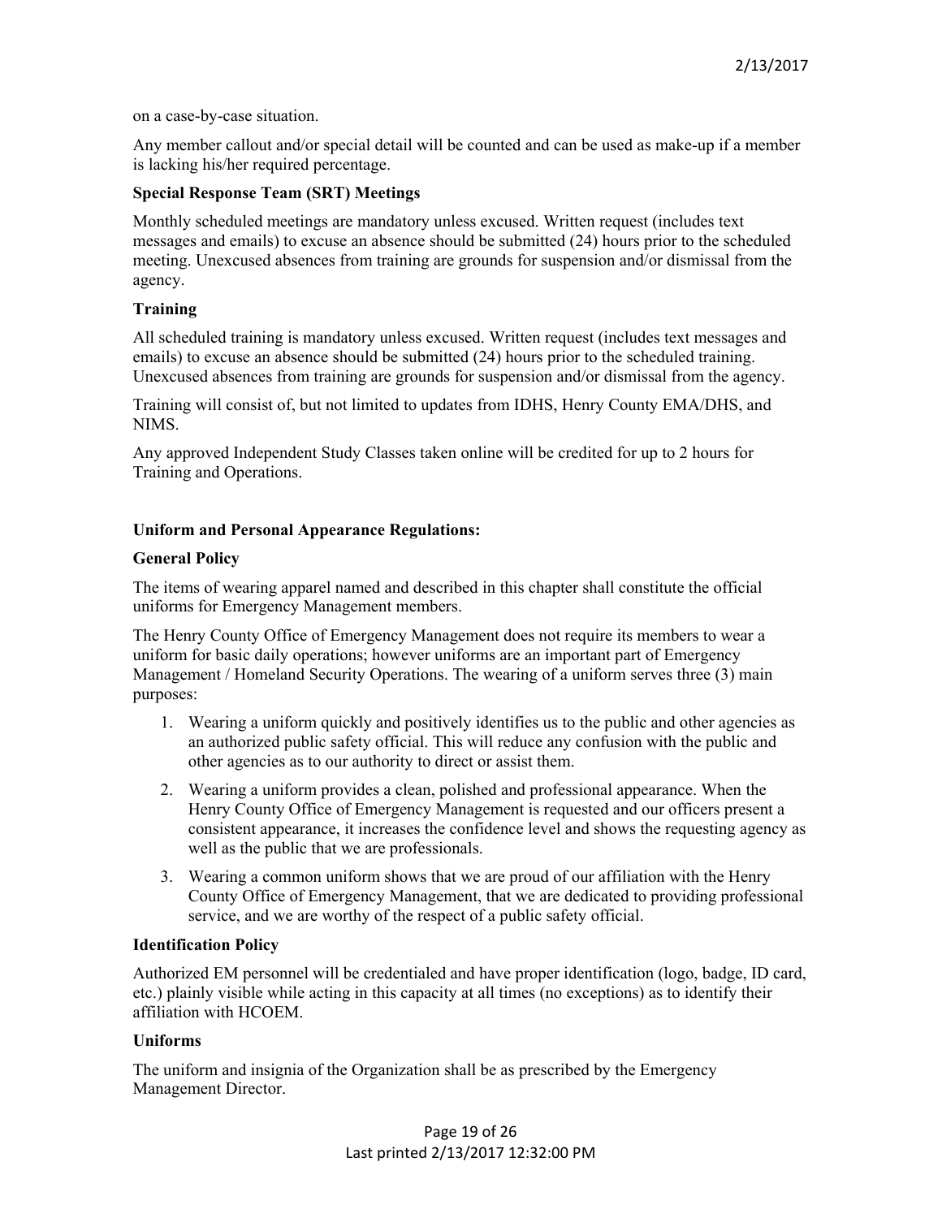on a case-by-case situation.

Any member callout and/or special detail will be counted and can be used as make-up if a member is lacking his/her required percentage.

**Special Response Team (SRT) Meetings**

Monthly scheduled meetings are mandatory unless excused. Written request (includes text messages and emails) to excuse an absence should be submitted (24) hours prior to the scheduled meeting. Unexcused absences from training are grounds for suspension and/or dismissal from the agency.

**Training**

All scheduled training is mandatory unless excused. Written request (includes text messages and emails) to excuse an absence should be submitted (24) hours prior to the scheduled training. Unexcused absences from training are grounds for suspension and/or dismissal from the agency.

Training will consist of, but not limited to updates from IDHS, Henry County EMA/DHS, and NIMS.

Any approved Independent Study Classes taken online will be credited for up to 2 hours for Training and Operations.

**Uniform and Personal Appearance Regulations:**

**General Policy**

The items of wearing apparel named and described in this chapter shall constitute the official uniforms for Emergency Management members.

The Henry County Office of Emergency Management does not require its members to wear a uniform for basic daily operations; however uniforms are an important part of Emergency Management / Homeland Security Operations. The wearing of a uniform serves three (3) main purposes:

1. Wearing a uniform quickly and positively identifies us to the public and other agencies as an authorized public safety official. This will reduce any confusion with the public and other agencies as to our authority to direct or assist them.
2. Wearing a uniform provides a clean, polished and professional appearance. When the Henry County Office of Emergency Management is requested and our officers present a consistent appearance, it increases the confidence level and shows the requesting agency as well as the public that we are professionals.
3. Wearing a common uniform shows that we are proud of our affiliation with the Henry County Office of Emergency Management, that we are dedicated to providing professional service, and we are worthy of the respect of a public safety official.

**Identification Policy**

Authorized EM personnel will be credentialed and have proper identification (logo, badge, ID card, etc.) plainly visible while acting in this capacity at all times (no exceptions) as to identify their affiliation with HCOEM.

**Uniforms**

The uniform and insignia of the Organization shall be as prescribed by the Emergency Management Director.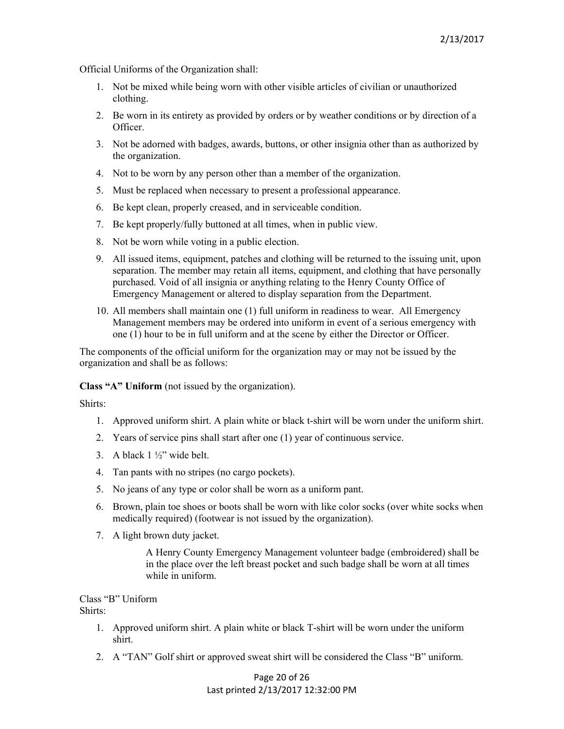Official Uniforms of the Organization shall:

1. Not be mixed while being worn with other visible articles of civilian or unauthorized clothing.
2. Be worn in its entirety as provided by orders or by weather conditions or by direction of a Officer.
3. Not be adorned with badges, awards, buttons, or other insignia other than as authorized by the organization.
4. Not to be worn by any person other than a member of the organization.
5. Must be replaced when necessary to present a professional appearance.
6. Be kept clean, properly creased, and in serviceable condition.
7. Be kept properly/fully buttoned at all times, when in public view.
8. Not be worn while voting in a public election.
9. All issued items, equipment, patches and clothing will be returned to the issuing unit, upon separation. The member may retain all items, equipment, and clothing that have personally purchased. Void of all insignia or anything relating to the Henry County Office of Emergency Management or altered to display separation from the Department.
10. All members shall maintain one (1) full uniform in readiness to wear. All Emergency Management members may be ordered into uniform in event of a serious emergency with one (1) hour to be in full uniform and at the scene by either the Director or Officer.

The components of the official uniform for the organization may or may not be issued by the organization and shall be as follows:

**Class "A" Uniform** (not issued by the organization).

Shirts:

1. Approved uniform shirt. A plain white or black t-shirt will be worn under the uniform shirt.
2. Years of service pins shall start after one (1) year of continuous service.
3. A black 1 ½" wide belt.
4. Tan pants with no stripes (no cargo pockets).
5. No jeans of any type or color shall be worn as a uniform pant.
6. Brown, plain toe shoes or boots shall be worn with like color socks (over white socks when medically required) (footwear is not issued by the organization).
7. A light brown duty jacket.

    A Henry County Emergency Management volunteer badge (embroidered) shall be in the place over the left breast pocket and such badge shall be worn at all times while in uniform.

Class "B" Uniform
Shirts:

1. Approved uniform shirt. A plain white or black T-shirt will be worn under the uniform shirt.
2. A "TAN" Golf shirt or approved sweat shirt will be considered the Class "B" uniform.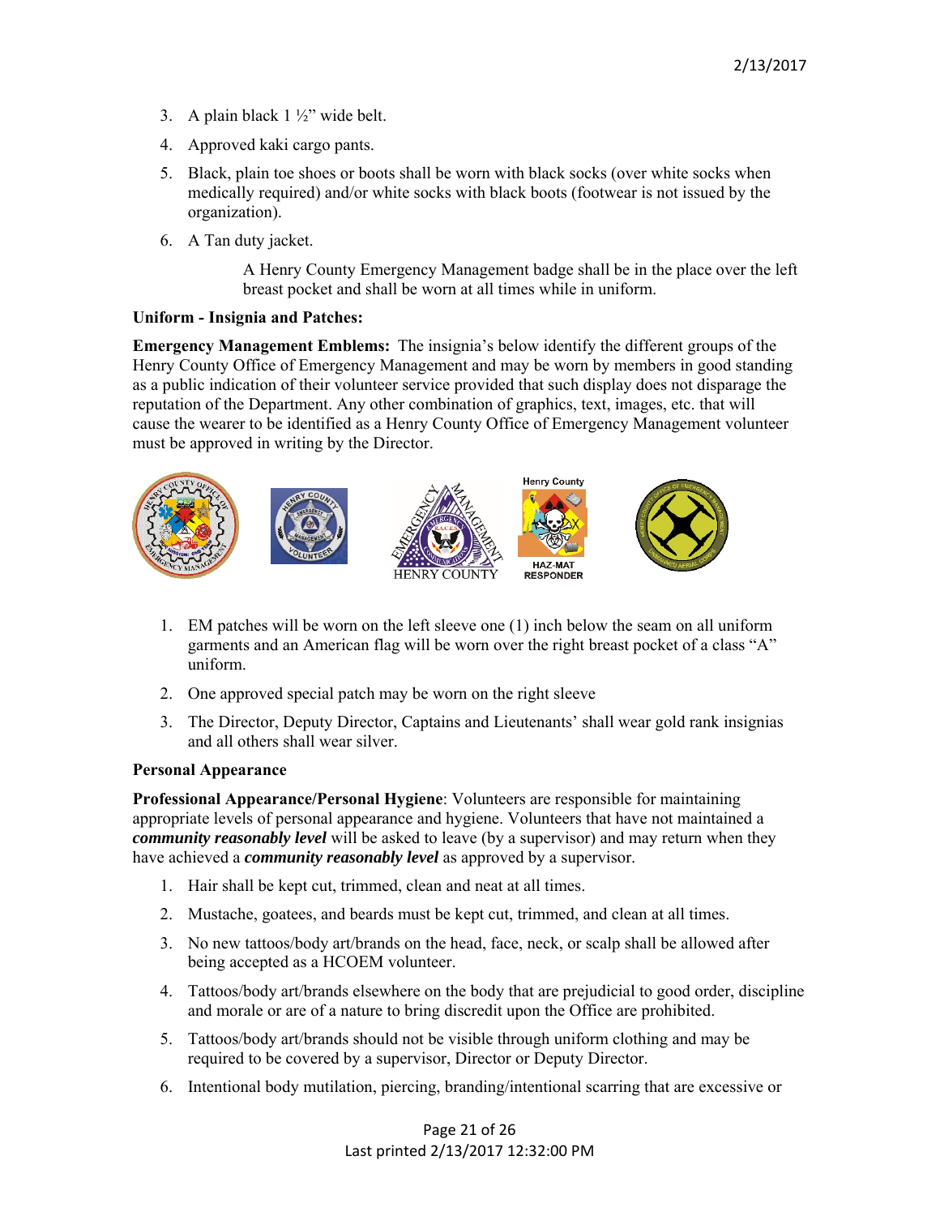3. A plain black 1 ½" wide belt.
4. Approved kaki cargo pants.
5. Black, plain toe shoes or boots shall be worn with black socks (over white socks when medically required) and/or white socks with black boots (footwear is not issued by the organization).
6. A Tan duty jacket.

   A Henry County Emergency Management badge shall be in the place over the left breast pocket and shall be worn at all times while in uniform.

**Uniform - Insignia and Patches:**

**Emergency Management Emblems:** The insignia's below identify the different groups of the Henry County Office of Emergency Management and may be worn by members in good standing as a public indication of their volunteer service provided that such display does not disparage the reputation of the Department. Any other combination of graphics, text, images, etc. that will cause the wearer to be identified as a Henry County Office of Emergency Management volunteer must be approved in writing by the Director.

1. EM patches will be worn on the left sleeve one (1) inch below the seam on all uniform garments and an American flag will be worn over the right breast pocket of a class "A" uniform.
2. One approved special patch may be worn on the right sleeve
3. The Director, Deputy Director, Captains and Lieutenants' shall wear gold rank insignias and all others shall wear silver.

**Personal Appearance**

**Professional Appearance/Personal Hygiene**: Volunteers are responsible for maintaining appropriate levels of personal appearance and hygiene. Volunteers that have not maintained a ***community reasonably level*** will be asked to leave (by a supervisor) and may return when they have achieved a ***community reasonably level*** as approved by a supervisor.

1. Hair shall be kept cut, trimmed, clean and neat at all times.
2. Mustache, goatees, and beards must be kept cut, trimmed, and clean at all times.
3. No new tattoos/body art/brands on the head, face, neck, or scalp shall be allowed after being accepted as a HCOEM volunteer.
4. Tattoos/body art/brands elsewhere on the body that are prejudicial to good order, discipline and morale or are of a nature to bring discredit upon the Office are prohibited.
5. Tattoos/body art/brands should not be visible through uniform clothing and may be required to be covered by a supervisor, Director or Deputy Director.
6. Intentional body mutilation, piercing, branding/intentional scarring that are excessive or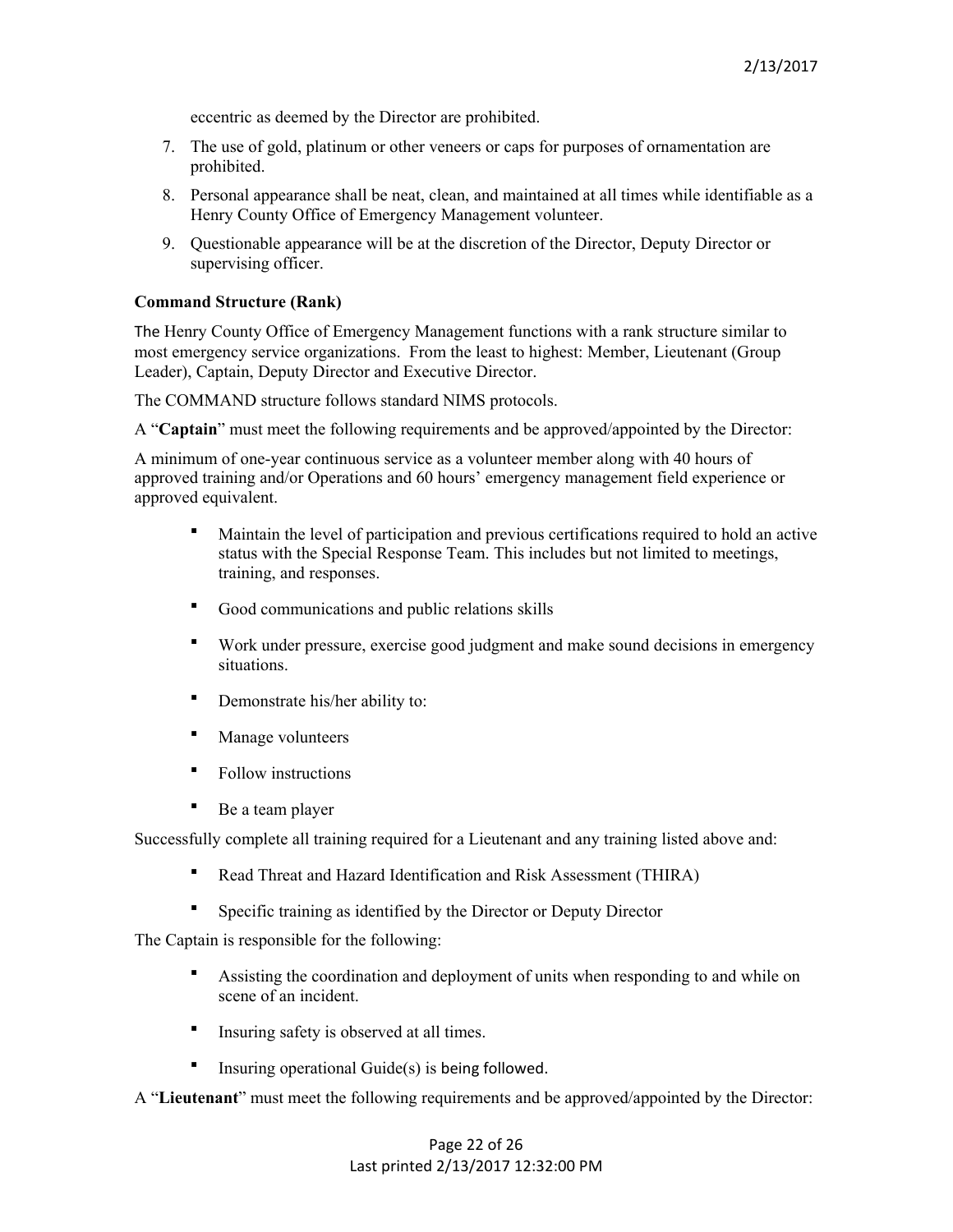eccentric as deemed by the Director are prohibited.

7. The use of gold, platinum or other veneers or caps for purposes of ornamentation are prohibited.
8. Personal appearance shall be neat, clean, and maintained at all times while identifiable as a Henry County Office of Emergency Management volunteer.
9. Questionable appearance will be at the discretion of the Director, Deputy Director or supervising officer.

**Command Structure (Rank)**

The Henry County Office of Emergency Management functions with a rank structure similar to most emergency service organizations. From the least to highest: Member, Lieutenant (Group Leader), Captain, Deputy Director and Executive Director.

The COMMAND structure follows standard NIMS protocols.

A "**Captain**" must meet the following requirements and be approved/appointed by the Director:

A minimum of one-year continuous service as a volunteer member along with 40 hours of approved training and/or Operations and 60 hours' emergency management field experience or approved equivalent.

- Maintain the level of participation and previous certifications required to hold an active status with the Special Response Team. This includes but not limited to meetings, training, and responses.
- Good communications and public relations skills
- Work under pressure, exercise good judgment and make sound decisions in emergency situations.
- Demonstrate his/her ability to:
- Manage volunteers
- Follow instructions
- Be a team player

Successfully complete all training required for a Lieutenant and any training listed above and:

- Read Threat and Hazard Identification and Risk Assessment (THIRA)
- Specific training as identified by the Director or Deputy Director

The Captain is responsible for the following:

- Assisting the coordination and deployment of units when responding to and while on scene of an incident.
- Insuring safety is observed at all times.
- Insuring operational Guide(s) is being followed.

A "**Lieutenant**" must meet the following requirements and be approved/appointed by the Director: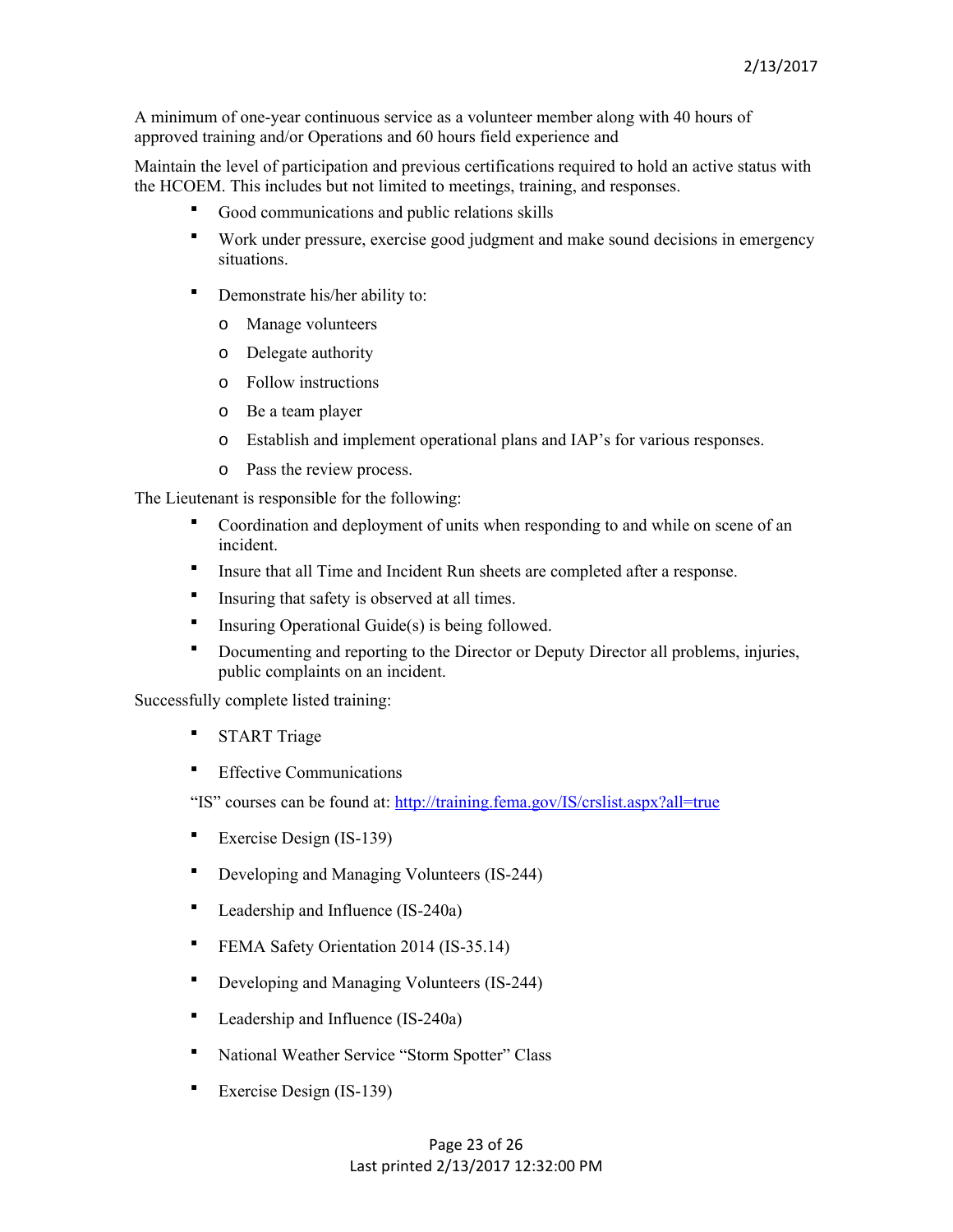A minimum of one-year continuous service as a volunteer member along with 40 hours of approved training and/or Operations and 60 hours field experience and

Maintain the level of participation and previous certifications required to hold an active status with the HCOEM. This includes but not limited to meetings, training, and responses.

- Good communications and public relations skills
- Work under pressure, exercise good judgment and make sound decisions in emergency situations.
- Demonstrate his/her ability to:
  - Manage volunteers
  - Delegate authority
  - Follow instructions
  - Be a team player
  - Establish and implement operational plans and IAP's for various responses.
  - Pass the review process.

The Lieutenant is responsible for the following:

- Coordination and deployment of units when responding to and while on scene of an incident.
- Insure that all Time and Incident Run sheets are completed after a response.
- Insuring that safety is observed at all times.
- Insuring Operational Guide(s) is being followed.
- Documenting and reporting to the Director or Deputy Director all problems, injuries, public complaints on an incident.

Successfully complete listed training:

- START Triage
- Effective Communications

"IS" courses can be found at: [http://training.fema.gov/IS/crslist.aspx?all=true](http://training.fema.gov/IS/crslist.aspx?all=true)

- Exercise Design (IS-139)
- Developing and Managing Volunteers (IS-244)
- Leadership and Influence (IS-240a)
- FEMA Safety Orientation 2014 (IS-35.14)
- Developing and Managing Volunteers (IS-244)
- Leadership and Influence (IS-240a)
- National Weather Service "Storm Spotter" Class
- Exercise Design (IS-139)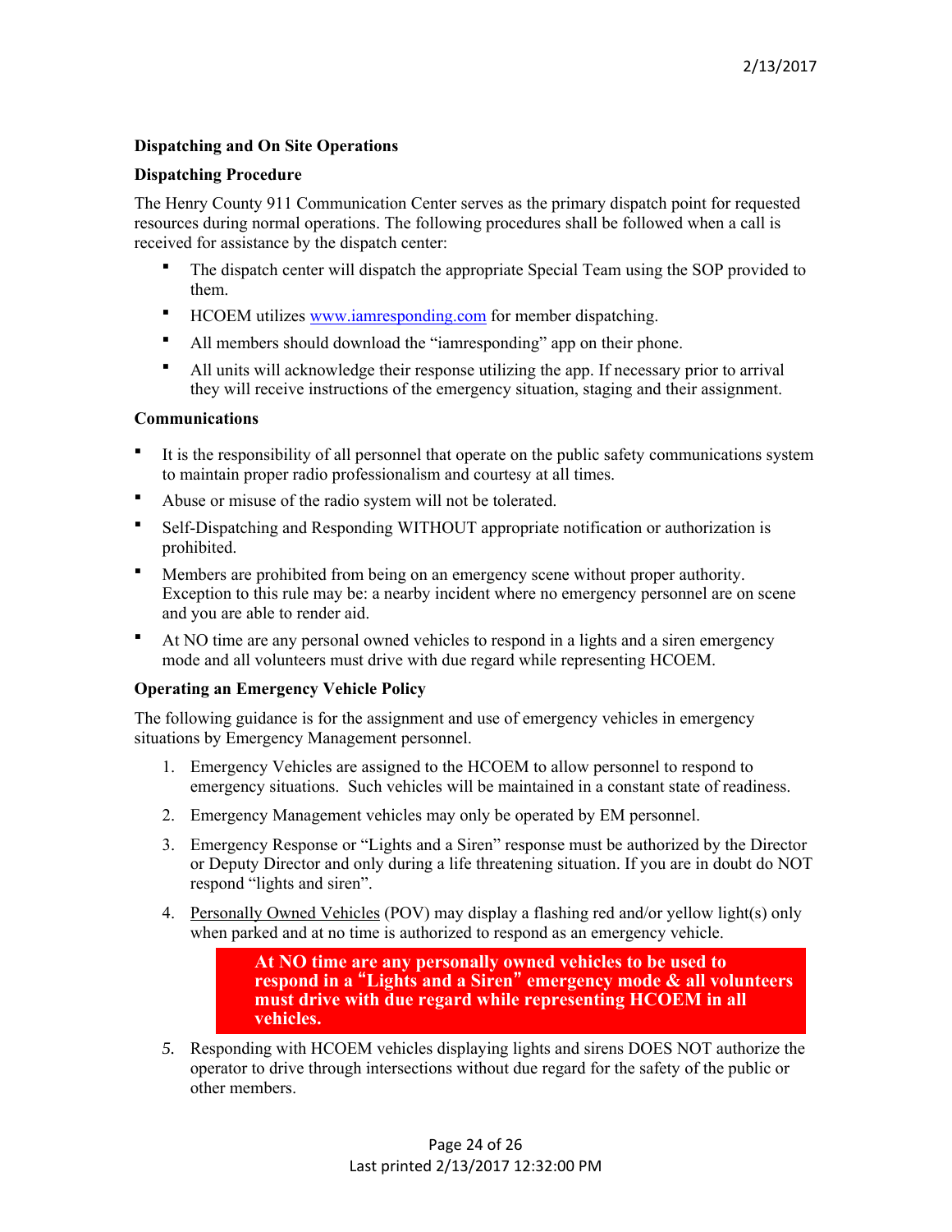**Dispatching and On Site Operations**

**Dispatching Procedure**

The Henry County 911 Communication Center serves as the primary dispatch point for requested resources during normal operations. The following procedures shall be followed when a call is received for assistance by the dispatch center:

- The dispatch center will dispatch the appropriate Special Team using the SOP provided to them.
- HCOEM utilizes www.iamresponding.com for member dispatching.
- All members should download the "iamresponding" app on their phone.
- All units will acknowledge their response utilizing the app. If necessary prior to arrival they will receive instructions of the emergency situation, staging and their assignment.

**Communications**

- It is the responsibility of all personnel that operate on the public safety communications system to maintain proper radio professionalism and courtesy at all times.
- Abuse or misuse of the radio system will not be tolerated.
- Self-Dispatching and Responding WITHOUT appropriate notification or authorization is prohibited.
- Members are prohibited from being on an emergency scene without proper authority. Exception to this rule may be: a nearby incident where no emergency personnel are on scene and you are able to render aid.
- At NO time are any personal owned vehicles to respond in a lights and a siren emergency mode and all volunteers must drive with due regard while representing HCOEM.

**Operating an Emergency Vehicle Policy**

The following guidance is for the assignment and use of emergency vehicles in emergency situations by Emergency Management personnel.

1. Emergency Vehicles are assigned to the HCOEM to allow personnel to respond to emergency situations. Such vehicles will be maintained in a constant state of readiness.
2. Emergency Management vehicles may only be operated by EM personnel.
3. Emergency Response or "Lights and a Siren" response must be authorized by the Director or Deputy Director and only during a life threatening situation. If you are in doubt do NOT respond "lights and siren".
4. Personally Owned Vehicles (POV) may display a flashing red and/or yellow light(s) only when parked and at no time is authorized to respond as an emergency vehicle.

   **At NO time are any personally owned vehicles to be used to respond in a "Lights and a Siren" emergency mode & all volunteers must drive with due regard while representing HCOEM in all vehicles.**

5. Responding with HCOEM vehicles displaying lights and sirens DOES NOT authorize the operator to drive through intersections without due regard for the safety of the public or other members.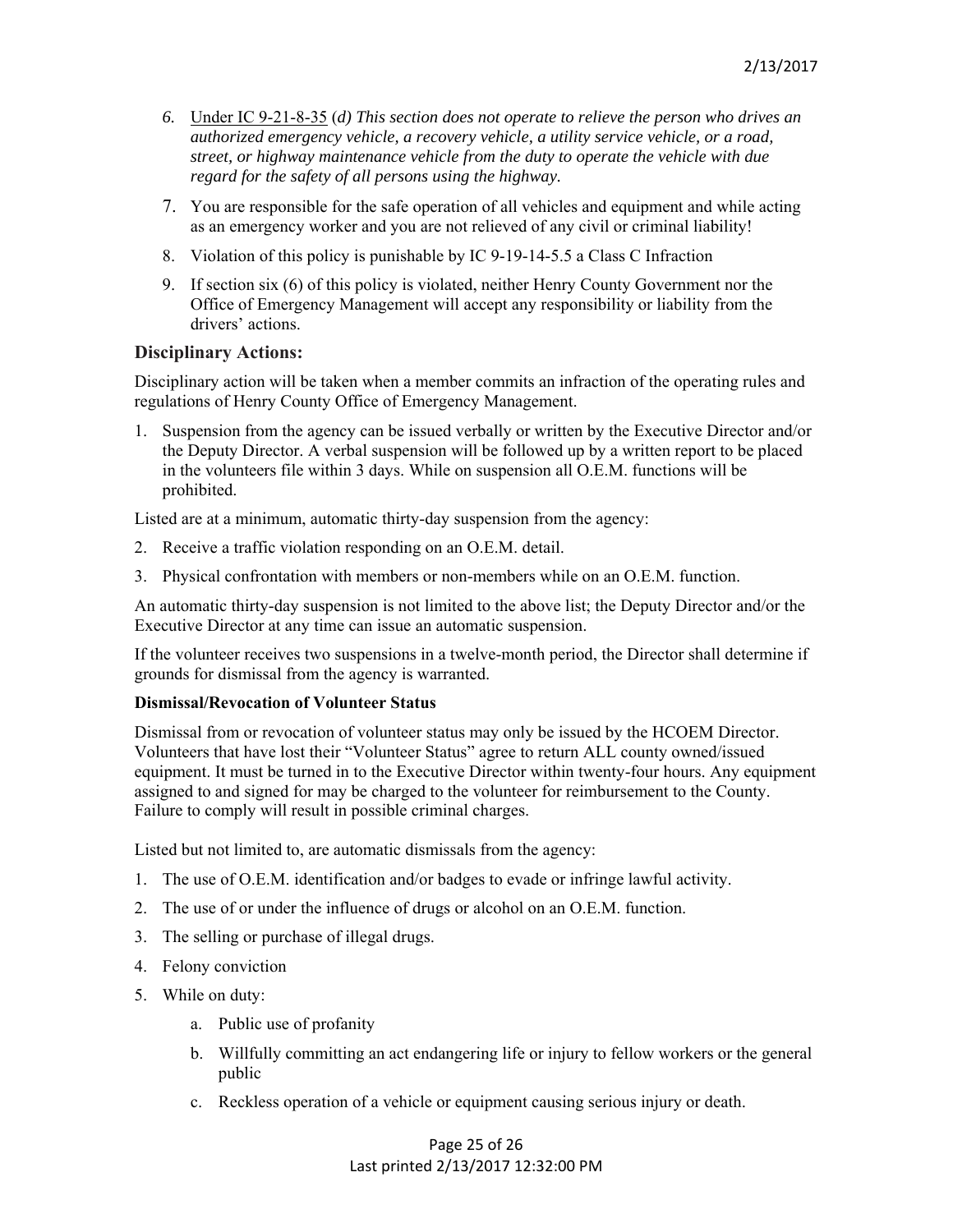6. Under IC 9-21-8-35 (*d) This section does not operate to relieve the person who drives an authorized emergency vehicle, a recovery vehicle, a utility service vehicle, or a road, street, or highway maintenance vehicle from the duty to operate the vehicle with due regard for the safety of all persons using the highway.*
7. You are responsible for the safe operation of all vehicles and equipment and while acting as an emergency worker and you are not relieved of any civil or criminal liability!
8. Violation of this policy is punishable by IC 9-19-14-5.5 a Class C Infraction
9. If section six (6) of this policy is violated, neither Henry County Government nor the Office of Emergency Management will accept any responsibility or liability from the drivers' actions.

### Disciplinary Actions:

Disciplinary action will be taken when a member commits an infraction of the operating rules and regulations of Henry County Office of Emergency Management.

1. Suspension from the agency can be issued verbally or written by the Executive Director and/or the Deputy Director. A verbal suspension will be followed up by a written report to be placed in the volunteers file within 3 days. While on suspension all O.E.M. functions will be prohibited.

Listed are at a minimum, automatic thirty-day suspension from the agency:

2. Receive a traffic violation responding on an O.E.M. detail.
3. Physical confrontation with members or non-members while on an O.E.M. function.

An automatic thirty-day suspension is not limited to the above list; the Deputy Director and/or the Executive Director at any time can issue an automatic suspension.

If the volunteer receives two suspensions in a twelve-month period, the Director shall determine if grounds for dismissal from the agency is warranted.

**Dismissal/Revocation of Volunteer Status**

Dismissal from or revocation of volunteer status may only be issued by the HCOEM Director. Volunteers that have lost their "Volunteer Status" agree to return ALL county owned/issued equipment. It must be turned in to the Executive Director within twenty-four hours. Any equipment assigned to and signed for may be charged to the volunteer for reimbursement to the County. Failure to comply will result in possible criminal charges.

Listed but not limited to, are automatic dismissals from the agency:

1. The use of O.E.M. identification and/or badges to evade or infringe lawful activity.
2. The use of or under the influence of drugs or alcohol on an O.E.M. function.
3. The selling or purchase of illegal drugs.
4. Felony conviction
5. While on duty:
   a. Public use of profanity
   b. Willfully committing an act endangering life or injury to fellow workers or the general public
   c. Reckless operation of a vehicle or equipment causing serious injury or death.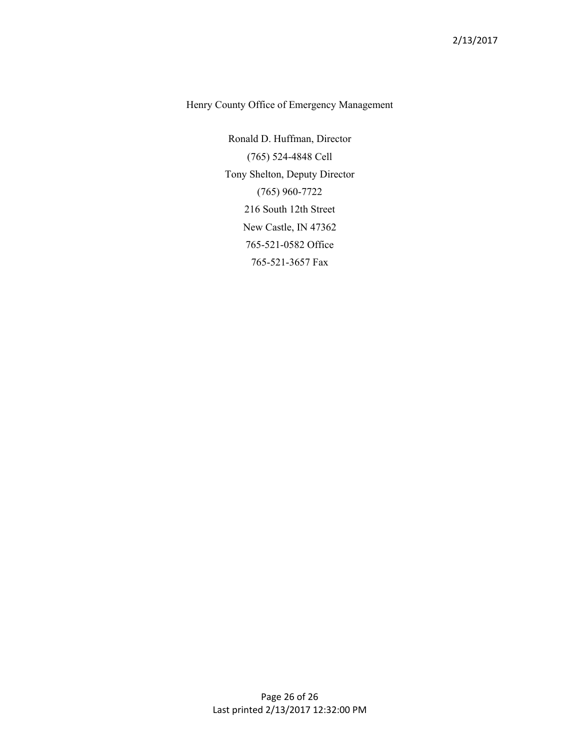Henry County Office of Emergency Management

Ronald D. Huffman, Director

(765) 524-4848 Cell

Tony Shelton, Deputy Director

(765) 960-7722

216 South 12th Street

New Castle, IN 47362

765-521-0582 Office

765-521-3657 Fax